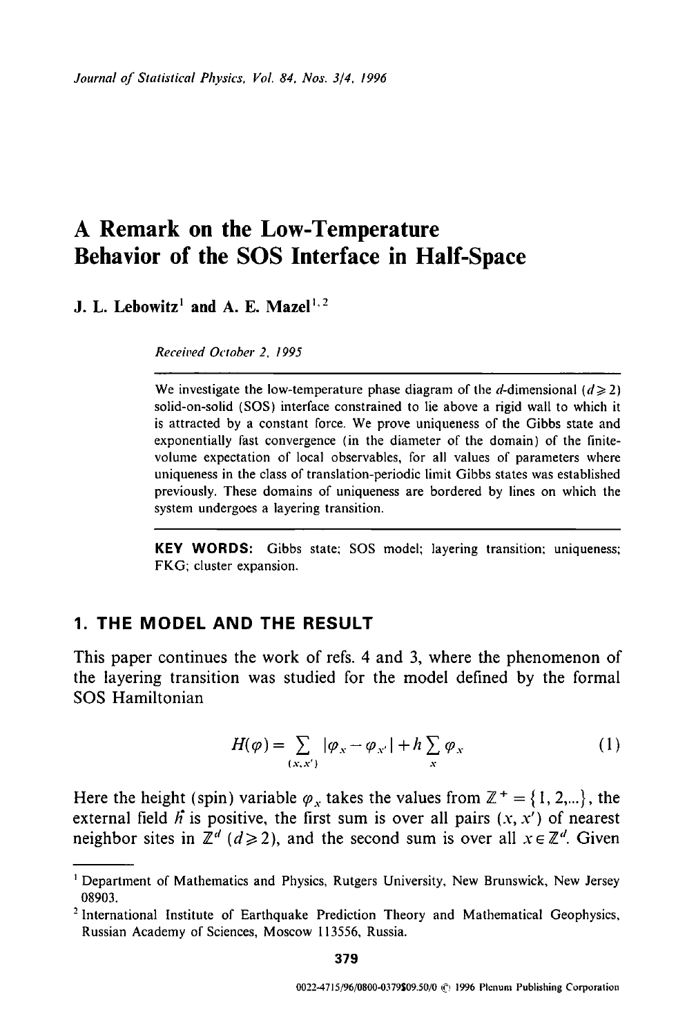# A Remark on the Low-Temperature Behavior of the SOS Interface in Half-Space

**J. L. Lebowitz**[1] **and A. E. Mazel**[1,2]

*Received October 2, 1995*

We investigate the low-temperature phase diagram of the $d$-dimensional ($d \geqslant 2$) solid-on-solid (SOS) interface constrained to lie above a rigid wall to which it is attracted by a constant force. We prove uniqueness of the Gibbs state and exponentially fast convergence (in the diameter of the domain) of the finite-volume expectation of local observables, for all values of parameters where uniqueness in the class of translation-periodic limit Gibbs states was established previously. These domains of uniqueness are bordered by lines on which the system undergoes a layering transition.

**KEY WORDS:** Gibbs state; SOS model; layering transition; uniqueness; FKG; cluster expansion.

## 1. THE MODEL AND THE RESULT

This paper continues the work of refs. 4 and 3, where the phenomenon of the layering transition was studied for the model defined by the formal SOS Hamiltonian

$$H(\varphi) = \sum_{(x,x')} |\varphi_x - \varphi_{x'}| + h \sum_x \varphi_x \tag{1}$$

Here the height (spin) variable $\varphi_x$ takes the values from $\mathbb{Z}^+ = \{1, 2, ...\}$, the external field $h$ is positive, the first sum is over all pairs $(x, x')$ of nearest neighbor sites in $\mathbb{Z}^d$ ($d \geqslant 2$), and the second sum is over all $x \in \mathbb{Z}^d$. Given

---

[1] Department of Mathematics and Physics, Rutgers University, New Brunswick, New Jersey 08903.

[2] International Institute of Earthquake Prediction Theory and Mathematical Geophysics, Russian Academy of Sciences, Moscow 113556, Russia.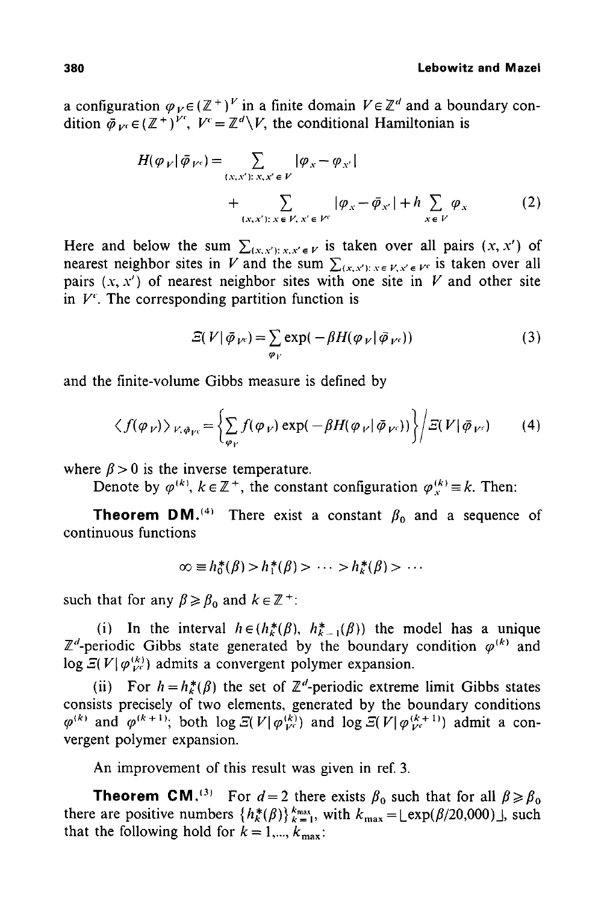a configuration $\varphi_V \in (\mathbb{Z}^+)^V$ in a finite domain $V \in \mathbb{Z}^d$ and a boundary condition $\bar{\varphi}_{V^c} \in (\mathbb{Z}^+)^{V^c}$, $V^c = \mathbb{Z}^d \backslash V$, the conditional Hamiltonian is

$$H(\varphi_V \mid \bar{\varphi}_{V^c}) = \sum_{(x,x'):\, x,x' \in V} |\varphi_x - \varphi_{x'}| + \sum_{(x,x'):\, x \in V,\, x' \in V^c} |\varphi_x - \bar{\varphi}_{x'}| + h \sum_{x \in V} \varphi_x \tag{2}$$

Here and below the sum $\sum_{(x,x'):\, x,x' \in V}$ is taken over all pairs $(x, x')$ of nearest neighbor sites in $V$ and the sum $\sum_{(x,x'):\, x \in V, x' \in V^c}$ is taken over all pairs $(x, x')$ of nearest neighbor sites with one site in $V$ and other site in $V^c$. The corresponding partition function is

$$\Xi(V \mid \bar{\varphi}_{V^c}) = \sum_{\varphi_V} \exp(-\beta H(\varphi_V \mid \bar{\varphi}_{V^c})) \tag{3}$$

and the finite-volume Gibbs measure is defined by

$$\langle f(\varphi_V) \rangle_{V, \bar{\varphi}_{V^c}} = \left\{ \sum_{\varphi_V} f(\varphi_V) \exp(-\beta H(\varphi_V \mid \bar{\varphi}_{V^c})) \right\} \Big/ \Xi(V \mid \bar{\varphi}_{V^c}) \tag{4}$$

where $\beta > 0$ is the inverse temperature.

Denote by $\varphi^{(k)}$, $k \in \mathbb{Z}^+$, the constant configuration $\varphi_x^{(k)} \equiv k$. Then:

**Theorem DM.**[4] There exist a constant $\beta_0$ and a sequence of continuous functions

$$\infty \equiv h_0^*(\beta) > h_1^*(\beta) > \cdots > h_k^*(\beta) > \cdots$$

such that for any $\beta \geq \beta_0$ and $k \in \mathbb{Z}^+$:

(i) In the interval $h \in (h_k^*(\beta), h_{k-1}^*(\beta))$ the model has a unique $\mathbb{Z}^d$-periodic Gibbs state generated by the boundary condition $\varphi^{(k)}$ and $\log \Xi(V \mid \varphi_{V^c}^{(k)})$ admits a convergent polymer expansion.

(ii) For $h = h_k^*(\beta)$ the set of $\mathbb{Z}^d$-periodic extreme limit Gibbs states consists precisely of two elements, generated by the boundary conditions $\varphi^{(k)}$ and $\varphi^{(k+1)}$; both $\log \Xi(V \mid \varphi_{V^c}^{(k)})$ and $\log \Xi(V \mid \varphi_{V^c}^{(k+1)})$ admit a convergent polymer expansion.

An improvement of this result was given in ref. 3.

**Theorem CM.**[3] For $d = 2$ there exists $\beta_0$ such that for all $\beta \geq \beta_0$ there are positive numbers $\{h_k^*(\beta)\}_{k=1}^{k_{\max}}$, with $k_{\max} = \lfloor \exp(\beta/20{,}000) \rfloor$, such that the following hold for $k = 1, \ldots, k_{\max}$: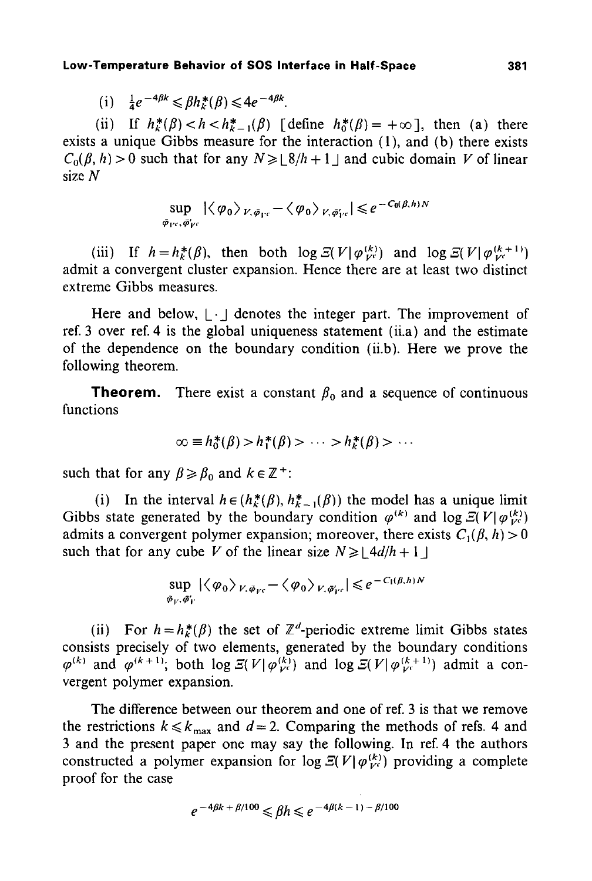(i) $\frac{1}{4}e^{-4\beta k} \leqslant \beta h_k^*(\beta) \leqslant 4e^{-4\beta k}$.

(ii) If $h_k^*(\beta) < h < h_{k-1}^*(\beta)$ [define $h_0^*(\beta) = +\infty$], then (a) there exists a unique Gibbs measure for the interaction (1), and (b) there exists $C_0(\beta, h) > 0$ such that for any $N \geqslant \lfloor 8/h + 1 \rfloor$ and cubic domain $V$ of linear size $N$

$$\sup_{\bar{\varphi}_{V^c}, \bar{\varphi}'_{V^c}} |\langle \varphi_0 \rangle_{V, \bar{\varphi}_{V^c}} - \langle \varphi_0 \rangle_{V, \bar{\varphi}'_{V^c}}| \leqslant e^{-C_0(\beta, h) N}$$

(iii) If $h = h_k^*(\beta)$, then both $\log \Xi(V \mid \varphi_{V^c}^{(k)})$ and $\log \Xi(V \mid \varphi_{V^c}^{(k+1)})$ admit a convergent cluster expansion. Hence there are at least two distinct extreme Gibbs measures.

Here and below, $\lfloor \cdot \rfloor$ denotes the integer part. The improvement of ref. 3 over ref. 4 is the global uniqueness statement (ii.a) and the estimate of the dependence on the boundary condition (ii.b). Here we prove the following theorem.

**Theorem.** There exist a constant $\beta_0$ and a sequence of continuous functions

$$\infty \equiv h_0^*(\beta) > h_1^*(\beta) > \cdots > h_k^*(\beta) > \cdots$$

such that for any $\beta \geqslant \beta_0$ and $k \in \mathbb{Z}^+$:

(i) In the interval $h \in (h_k^*(\beta), h_{k-1}^*(\beta))$ the model has a unique limit Gibbs state generated by the boundary condition $\varphi^{(k)}$ and $\log \Xi(V \mid \varphi_{V^c}^{(k)})$ admits a convergent polymer expansion; moreover, there exists $C_1(\beta, h) > 0$ such that for any cube $V$ of the linear size $N \geqslant \lfloor 4d/h + 1 \rfloor$

$$\sup_{\bar{\varphi}_V, \bar{\varphi}'_V} |\langle \varphi_0 \rangle_{V, \bar{\varphi}_{V^c}} - \langle \varphi_0 \rangle_{V, \bar{\varphi}'_{V^c}}| \leqslant e^{-C_1(\beta, h) N}$$

(ii) For $h = h_k^*(\beta)$ the set of $\mathbb{Z}^d$-periodic extreme limit Gibbs states consists precisely of two elements, generated by the boundary conditions $\varphi^{(k)}$ and $\varphi^{(k+1)}$; both $\log \Xi(V \mid \varphi_{V^c}^{(k)})$ and $\log \Xi(V \mid \varphi_{V^c}^{(k+1)})$ admit a convergent polymer expansion.

The difference between our theorem and one of ref. 3 is that we remove the restrictions $k \leqslant k_{\max}$ and $d = 2$. Comparing the methods of refs. 4 and 3 and the present paper one may say the following. In ref. 4 the authors constructed a polymer expansion for $\log \Xi(V \mid \varphi_{V^c}^{(k)})$ providing a complete proof for the case

$$e^{-4\beta k + \beta/100} \leqslant \beta h \leqslant e^{-4\beta(k-1) - \beta/100}$$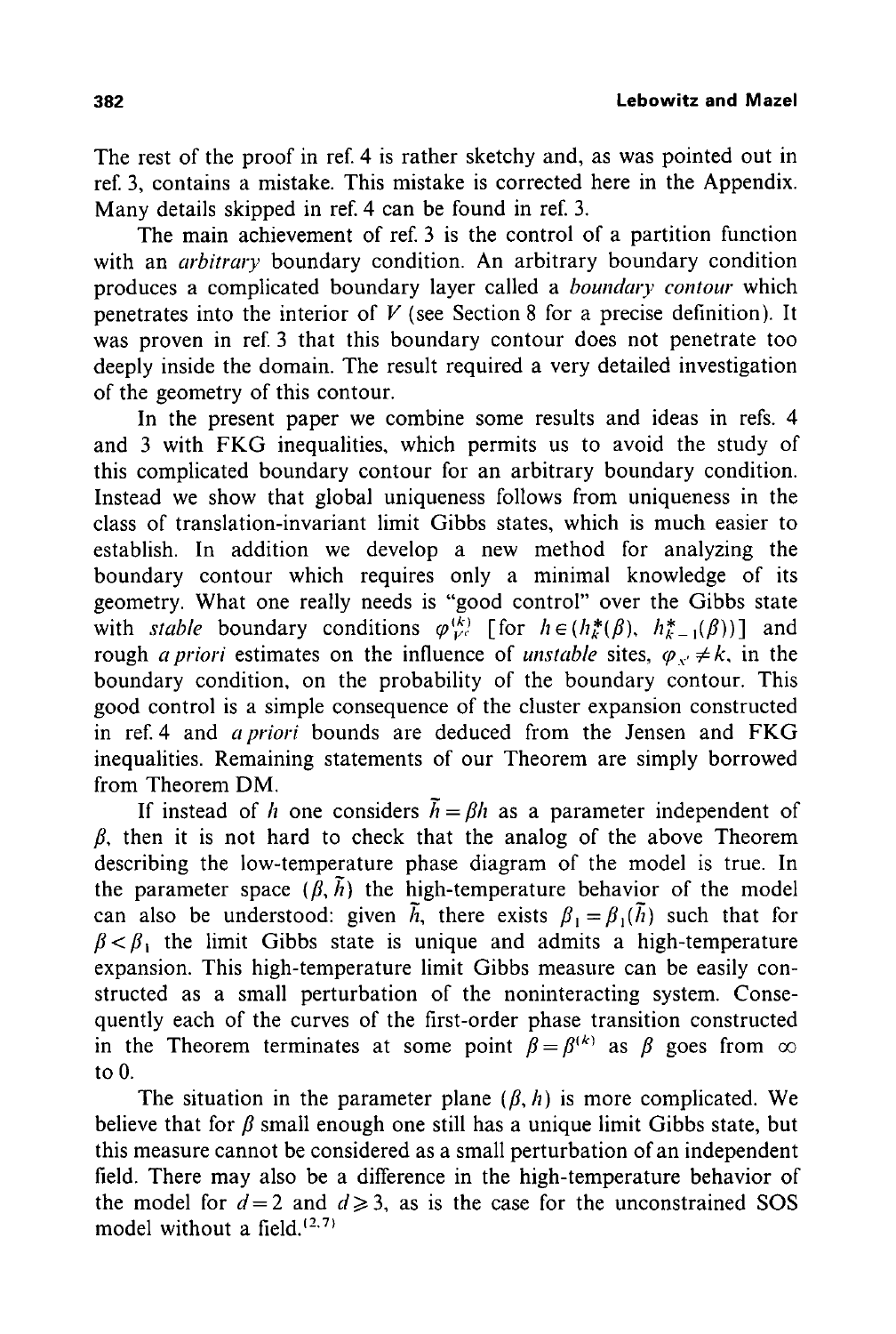The rest of the proof in ref. 4 is rather sketchy and, as was pointed out in ref. 3, contains a mistake. This mistake is corrected here in the Appendix. Many details skipped in ref. 4 can be found in ref. 3.

The main achievement of ref. 3 is the control of a partition function with an *arbitrary* boundary condition. An arbitrary boundary condition produces a complicated boundary layer called a *boundary contour* which penetrates into the interior of $V$ (see Section 8 for a precise definition). It was proven in ref. 3 that this boundary contour does not penetrate too deeply inside the domain. The result required a very detailed investigation of the geometry of this contour.

In the present paper we combine some results and ideas in refs. 4 and 3 with FKG inequalities, which permits us to avoid the study of this complicated boundary contour for an arbitrary boundary condition. Instead we show that global uniqueness follows from uniqueness in the class of translation-invariant limit Gibbs states, which is much easier to establish. In addition we develop a new method for analyzing the boundary contour which requires only a minimal knowledge of its geometry. What one really needs is "good control" over the Gibbs state with *stable* boundary conditions $\varphi^{(k)}_{V^c}$ [for $h \in (h^*_k(\beta), h^*_{k-1}(\beta))$] and rough *a priori* estimates on the influence of *unstable* sites, $\varphi_{x'} \neq k$, in the boundary condition, on the probability of the boundary contour. This good control is a simple consequence of the cluster expansion constructed in ref. 4 and *a priori* bounds are deduced from the Jensen and FKG inequalities. Remaining statements of our Theorem are simply borrowed from Theorem DM.

If instead of $h$ one considers $\tilde{h} = \beta h$ as a parameter independent of $\beta$, then it is not hard to check that the analog of the above Theorem describing the low-temperature phase diagram of the model is true. In the parameter space $(\beta, \tilde{h})$ the high-temperature behavior of the model can also be understood: given $\tilde{h}$, there exists $\beta_1 = \beta_1(\tilde{h})$ such that for $\beta < \beta_1$ the limit Gibbs state is unique and admits a high-temperature expansion. This high-temperature limit Gibbs measure can be easily constructed as a small perturbation of the noninteracting system. Consequently each of the curves of the first-order phase transition constructed in the Theorem terminates at some point $\beta = \beta^{(k)}$ as $\beta$ goes from $\infty$ to 0.

The situation in the parameter plane $(\beta, h)$ is more complicated. We believe that for $\beta$ small enough one still has a unique limit Gibbs state, but this measure cannot be considered as a small perturbation of an independent field. There may also be a difference in the high-temperature behavior of the model for $d = 2$ and $d \geqslant 3$, as is the case for the unconstrained SOS model without a field.[2,7]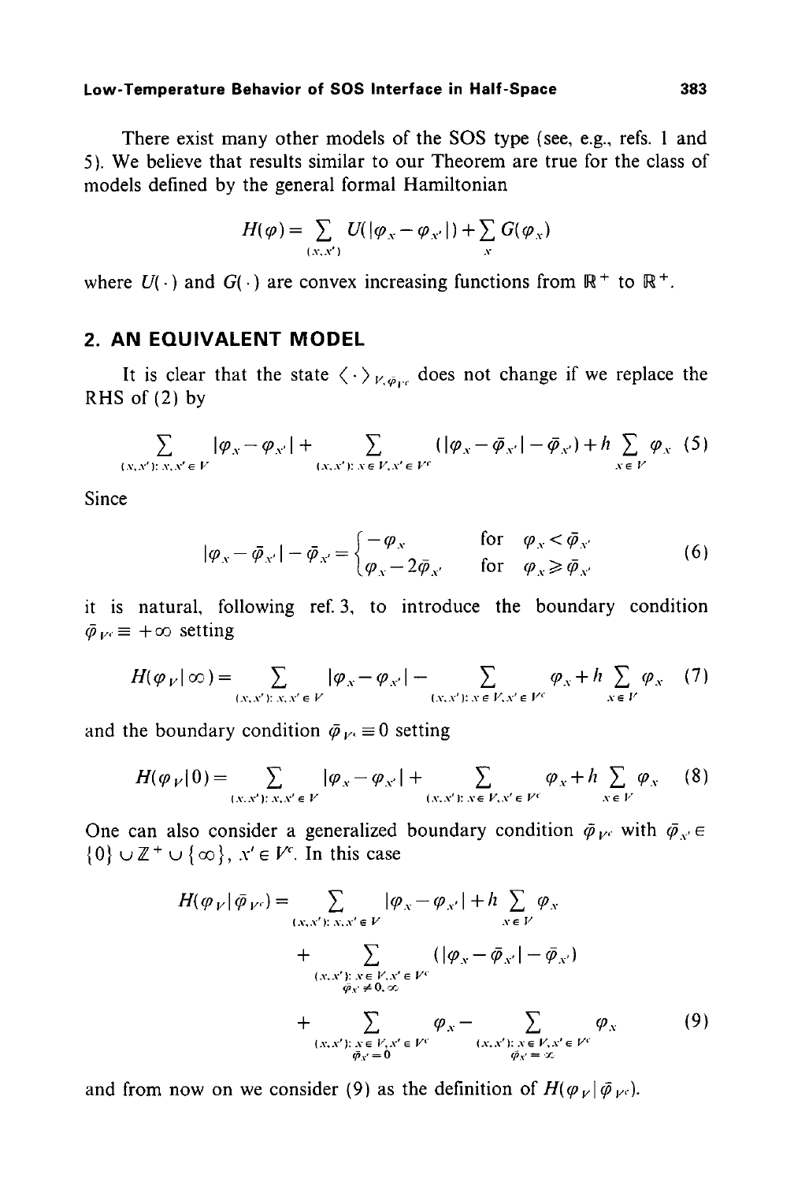There exist many other models of the SOS type (see, e.g., refs. 1 and 5). We believe that results similar to our Theorem are true for the class of models defined by the general formal Hamiltonian

$$H(\varphi) = \sum_{(x,x')} U(|\varphi_x - \varphi_{x'}|) + \sum_x G(\varphi_x)$$

where $U(\cdot)$ and $G(\cdot)$ are convex increasing functions from $\mathbb{R}^+$ to $\mathbb{R}^+$.

## 2. AN EQUIVALENT MODEL

It is clear that the state $\langle \cdot \rangle_{V, \bar{\varphi}_{V^c}}$ does not change if we replace the RHS of (2) by

$$\sum_{(x,x'):\, x,x' \in V} |\varphi_x - \varphi_{x'}| + \sum_{(x,x'):\, x \in V, x' \in V^c} (|\varphi_x - \bar{\varphi}_{x'}| - \bar{\varphi}_{x'}) + h \sum_{x \in V} \varphi_x \tag{5}$$

Since

$$|\varphi_x - \bar{\varphi}_{x'}| - \bar{\varphi}_{x'} = \begin{cases} -\varphi_x & \text{for } \varphi_x < \bar{\varphi}_{x'} \\ \varphi_x - 2\bar{\varphi}_{x'} & \text{for } \varphi_x \geqslant \bar{\varphi}_{x'} \end{cases} \tag{6}$$

it is natural, following ref. 3, to introduce the boundary condition $\bar{\varphi}_{V^c} \equiv +\infty$ setting

$$H(\varphi_V | \infty) = \sum_{(x,x'):\, x,x' \in V} |\varphi_x - \varphi_{x'}| - \sum_{(x,x'):\, x \in V, x' \in V^c} \varphi_x + h \sum_{x \in V} \varphi_x \tag{7}$$

and the boundary condition $\bar{\varphi}_{V^c} \equiv 0$ setting

$$H(\varphi_V | 0) = \sum_{(x,x'):\, x,x' \in V} |\varphi_x - \varphi_{x'}| + \sum_{(x,x'):\, x \in V, x' \in V^c} \varphi_x + h \sum_{x \in V} \varphi_x \tag{8}$$

One can also consider a generalized boundary condition $\bar{\varphi}_{V^c}$ with $\bar{\varphi}_{x'} \in \{0\} \cup \mathbb{Z}^+ \cup \{\infty\}$, $x' \in V^c$. In this case

$$\begin{aligned} H(\varphi_V | \bar{\varphi}_{V^c}) = & \sum_{(x,x'):\, x,x' \in V} |\varphi_x - \varphi_{x'}| + h \sum_{x \in V} \varphi_x \\ & + \sum_{\substack{(x,x'):\, x \in V, x' \in V^c \\ \bar{\varphi}_{x'} \neq 0, \infty}} (|\varphi_x - \bar{\varphi}_{x'}| - \bar{\varphi}_{x'}) \\ & + \sum_{\substack{(x,x'):\, x \in V, x' \in V^c \\ \bar{\varphi}_{x'} = 0}} \varphi_x - \sum_{\substack{(x,x'):\, x \in V, x' \in V^c \\ \bar{\varphi}_{x'} = \infty}} \varphi_x \end{aligned} \tag{9}$$

and from now on we consider (9) as the definition of $H(\varphi_V | \bar{\varphi}_{V^c})$.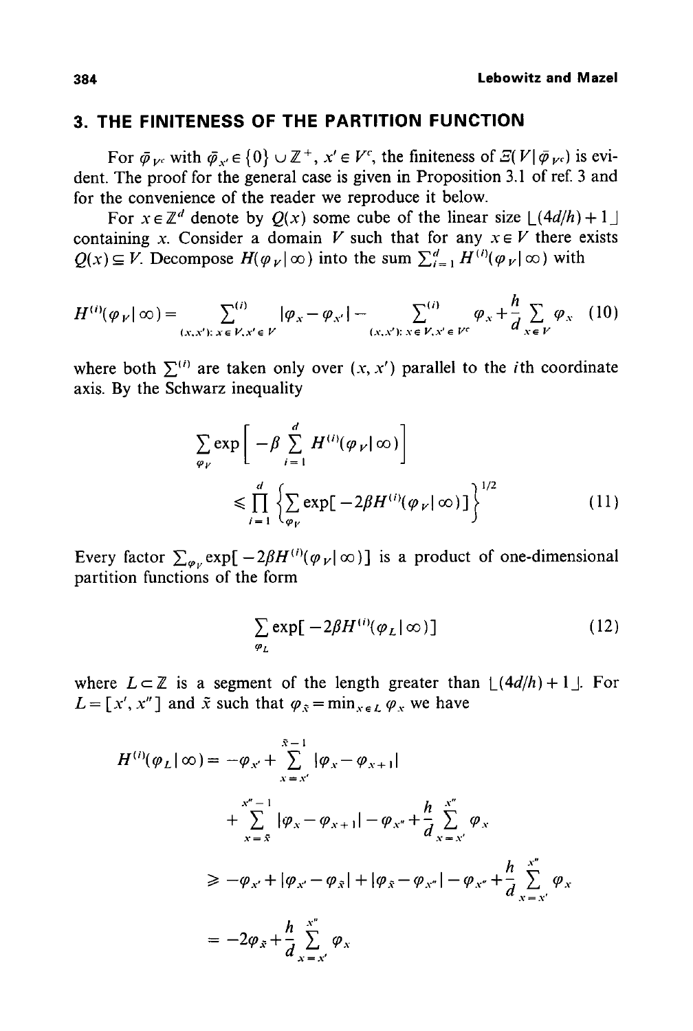## 3. THE FINITENESS OF THE PARTITION FUNCTION

For $\bar{\varphi}_{V^c}$ with $\bar{\varphi}_{x'} \in \{0\} \cup \mathbb{Z}^+$, $x' \in V^c$, the finiteness of $\Xi(V|\bar{\varphi}_{V^c})$ is evident. The proof for the general case is given in Proposition 3.1 of ref. 3 and for the convenience of the reader we reproduce it below.

For $x \in \mathbb{Z}^d$ denote by $Q(x)$ some cube of the linear size $\lfloor (4d/h) + 1 \rfloor$ containing $x$. Consider a domain $V$ such that for any $x \in V$ there exists $Q(x) \subseteq V$. Decompose $H(\varphi_V|\infty)$ into the sum $\sum_{i=1}^{d} H^{(i)}(\varphi_V|\infty)$ with

$$H^{(i)}(\varphi_V|\infty) = \sum_{(x,x'):\, x \in V, x' \in V}^{(i)} |\varphi_x - \varphi_{x'}| - \sum_{(x,x'):\, x \in V, x' \in V^c}^{(i)} \varphi_x + \frac{h}{d} \sum_{x \in V} \varphi_x \tag{10}$$

where both $\sum^{(i)}$ are taken only over $(x, x')$ parallel to the $i$th coordinate axis. By the Schwarz inequality

$$\sum_{\varphi_V} \exp\left[ -\beta \sum_{i=1}^{d} H^{(i)}(\varphi_V|\infty) \right] \leqslant \prod_{i=1}^{d} \left\{ \sum_{\varphi_V} \exp[-2\beta H^{(i)}(\varphi_V|\infty)] \right\}^{1/2} \tag{11}$$

Every factor $\sum_{\varphi_V} \exp[-2\beta H^{(i)}(\varphi_V|\infty)]$ is a product of one-dimensional partition functions of the form

$$\sum_{\varphi_L} \exp[-2\beta H^{(i)}(\varphi_L|\infty)] \tag{12}$$

where $L \subset \mathbb{Z}$ is a segment of the length greater than $\lfloor (4d/h) + 1 \rfloor$. For $L = [x', x'']$ and $\tilde{x}$ such that $\varphi_{\tilde{x}} = \min_{x \in L} \varphi_x$ we have

$$\begin{aligned}
H^{(i)}(\varphi_L|\infty) &= -\varphi_{x'} + \sum_{x=x'}^{\tilde{x}-1} |\varphi_x - \varphi_{x+1}| \\
&\quad + \sum_{x=\tilde{x}}^{x''-1} |\varphi_x - \varphi_{x+1}| - \varphi_{x''} + \frac{h}{d} \sum_{x=x'}^{x''} \varphi_x \\
&\geqslant -\varphi_{x'} + |\varphi_{x'} - \varphi_{\tilde{x}}| + |\varphi_{\tilde{x}} - \varphi_{x''}| - \varphi_{x''} + \frac{h}{d} \sum_{x=x'}^{x''} \varphi_x \\
&= -2\varphi_{\tilde{x}} + \frac{h}{d} \sum_{x=x'}^{x''} \varphi_x
\end{aligned}$$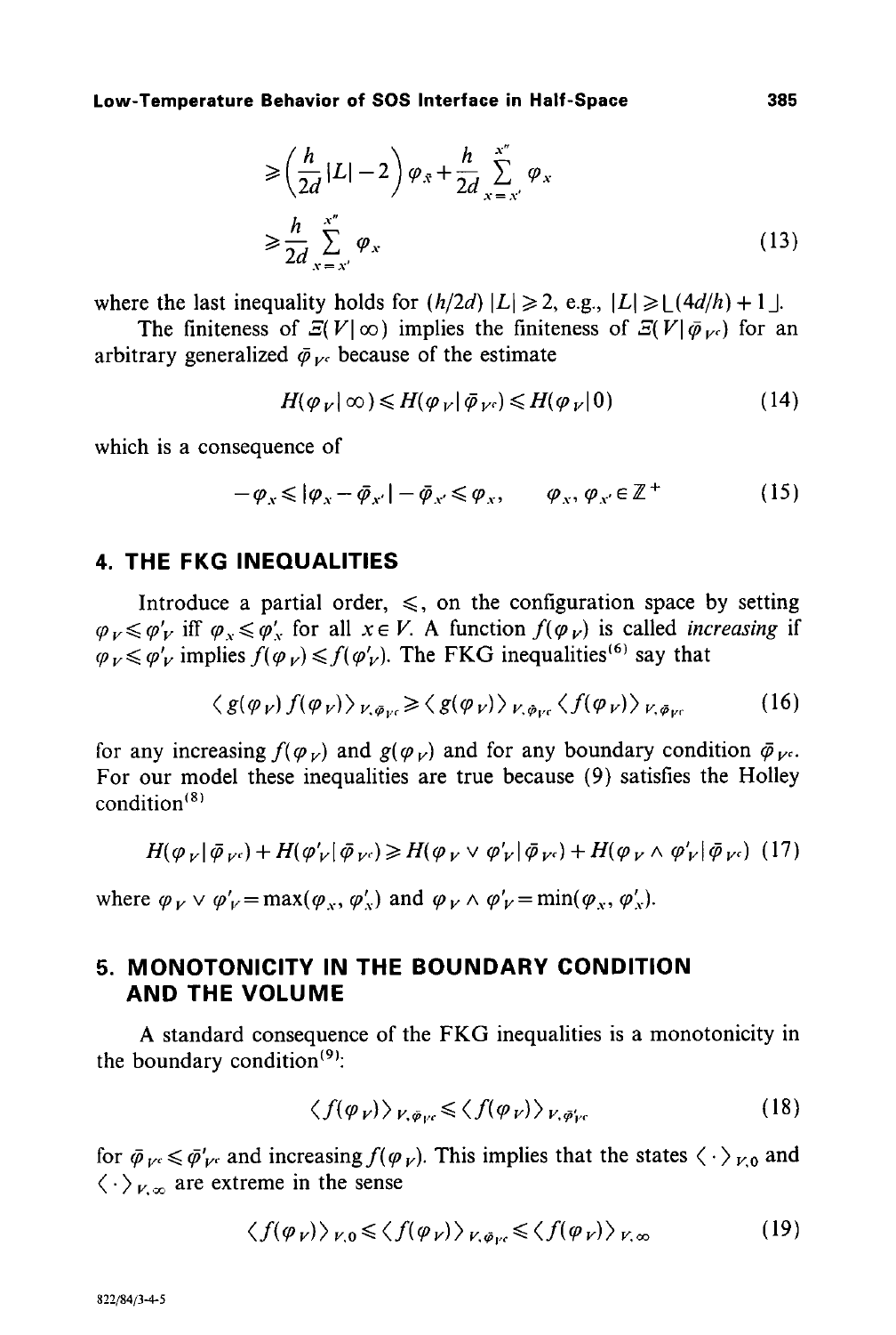$$\geqslant \left(\frac{h}{2d}|L| - 2\right)\varphi_{\bar{x}} + \frac{h}{2d}\sum_{x=x'}^{x''}\varphi_x$$

$$\geqslant \frac{h}{2d}\sum_{x=x'}^{x''}\varphi_x \tag{13}$$

where the last inequality holds for $(h/2d)\,|L| \geqslant 2$, e.g., $|L| \geqslant \lfloor (4d/h) + 1 \rfloor$.

The finiteness of $\Xi(V\,|\,\infty)$ implies the finiteness of $\Xi(V\,|\,\bar{\varphi}_{V^c})$ for an arbitrary generalized $\bar{\varphi}_{V^c}$ because of the estimate

$$H(\varphi_V\,|\,\infty) \leqslant H(\varphi_V\,|\,\bar{\varphi}_{V^c}) \leqslant H(\varphi_V\,|\,0) \tag{14}$$

which is a consequence of

$$-\varphi_x \leqslant |\varphi_x - \bar{\varphi}_{x'}| - \bar{\varphi}_{x'} \leqslant \varphi_x, \qquad \varphi_x, \varphi_{x'} \in \mathbb{Z}^+ \tag{15}$$

## 4. THE FKG INEQUALITIES

Introduce a partial order, $\leqslant$, on the configuration space by setting $\varphi_V \leqslant \varphi'_V$ iff $\varphi_x \leqslant \varphi'_x$ for all $x \in V$. A function $f(\varphi_V)$ is called *increasing* if $\varphi_V \leqslant \varphi'_V$ implies $f(\varphi_V) \leqslant f(\varphi'_V)$. The FKG inequalities[6] say that

$$\langle g(\varphi_V)\, f(\varphi_V)\rangle_{V,\bar{\varphi}_{V^c}} \geqslant \langle g(\varphi_V)\rangle_{V,\bar{\varphi}_{V^c}} \langle f(\varphi_V)\rangle_{V,\bar{\varphi}_{V^c}} \tag{16}$$

for any increasing $f(\varphi_V)$ and $g(\varphi_V)$ and for any boundary condition $\bar{\varphi}_{V^c}$. For our model these inequalities are true because (9) satisfies the Holley condition[8]

$$H(\varphi_V\,|\,\bar{\varphi}_{V^c}) + H(\varphi'_V\,|\,\bar{\varphi}_{V^c}) \geqslant H(\varphi_V \vee \varphi'_V\,|\,\bar{\varphi}_{V^c}) + H(\varphi_V \wedge \varphi'_V\,|\,\bar{\varphi}_{V^c}) \tag{17}$$

where $\varphi_V \vee \varphi'_V = \max(\varphi_x, \varphi'_x)$ and $\varphi_V \wedge \varphi'_V = \min(\varphi_x, \varphi'_x)$.

## 5. MONOTONICITY IN THE BOUNDARY CONDITION AND THE VOLUME

A standard consequence of the FKG inequalities is a monotonicity in the boundary condition[9]:

$$\langle f(\varphi_V)\rangle_{V,\bar{\varphi}_{V^c}} \leqslant \langle f(\varphi_V)\rangle_{V,\bar{\varphi}'_{V^c}} \tag{18}$$

for $\bar{\varphi}_{V^c} \leqslant \bar{\varphi}'_{V^c}$ and increasing $f(\varphi_V)$. This implies that the states $\langle\cdot\rangle_{V,0}$ and $\langle\cdot\rangle_{V,\infty}$ are extreme in the sense

$$\langle f(\varphi_V)\rangle_{V,0} \leqslant \langle f(\varphi_V)\rangle_{V,\bar{\varphi}_{V^c}} \leqslant \langle f(\varphi_V)\rangle_{V,\infty} \tag{19}$$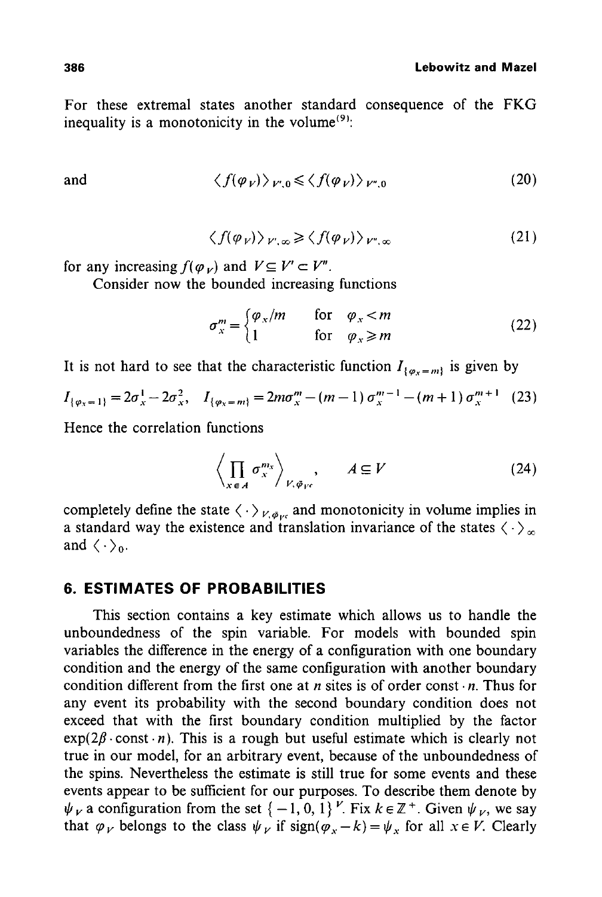For these extremal states another standard consequence of the FKG inequality is a monotonicity in the volume[9]:

and
$$\langle f(\varphi_V)\rangle_{V',0} \leqslant \langle f(\varphi_V)\rangle_{V'',0} \tag{20}$$

$$\langle f(\varphi_V)\rangle_{V',\infty} \geqslant \langle f(\varphi_V)\rangle_{V'',\infty} \tag{21}$$

for any increasing $f(\varphi_V)$ and $V \subseteq V' \subset V''$.

Consider now the bounded increasing functions

$$\sigma_x^m = \begin{cases} \varphi_x/m & \text{for} \quad \varphi_x < m \\ 1 & \text{for} \quad \varphi_x \geqslant m \end{cases} \tag{22}$$

It is not hard to see that the characteristic function $I_{\{\varphi_x = m\}}$ is given by

$$I_{\{\varphi_x=1\}} = 2\sigma_x^1 - 2\sigma_x^2, \quad I_{\{\varphi_x=m\}} = 2m\sigma_x^m - (m-1)\,\sigma_x^{m-1} - (m+1)\,\sigma_x^{m+1} \tag{23}$$

Hence the correlation functions

$$\left\langle \prod_{x\in A} \sigma_x^{m_x} \right\rangle_{V,\bar{\varphi}_{V^c}}, \qquad A \subseteq V \tag{24}$$

completely define the state $\langle\cdot\rangle_{V,\bar{\varphi}_{V^c}}$ and monotonicity in volume implies in a standard way the existence and translation invariance of the states $\langle\cdot\rangle_\infty$ and $\langle\cdot\rangle_0$.

## 6. ESTIMATES OF PROBABILITIES

This section contains a key estimate which allows us to handle the unboundedness of the spin variable. For models with bounded spin variables the difference in the energy of a configuration with one boundary condition and the energy of the same configuration with another boundary condition different from the first one at $n$ sites is of order const $\cdot\, n$. Thus for any event its probability with the second boundary condition does not exceed that with the first boundary condition multiplied by the factor $\exp(2\beta \cdot \text{const} \cdot n)$. This is a rough but useful estimate which is clearly not true in our model, for an arbitrary event, because of the unboundedness of the spins. Nevertheless the estimate is still true for some events and these events appear to be sufficient for our purposes. To describe them denote by $\psi_V$ a configuration from the set $\{-1, 0, 1\}^V$. Fix $k \in \mathbb{Z}^+$. Given $\psi_V$, we say that $\varphi_V$ belongs to the class $\psi_V$ if $\text{sign}(\varphi_x - k) = \psi_x$ for all $x \in V$. Clearly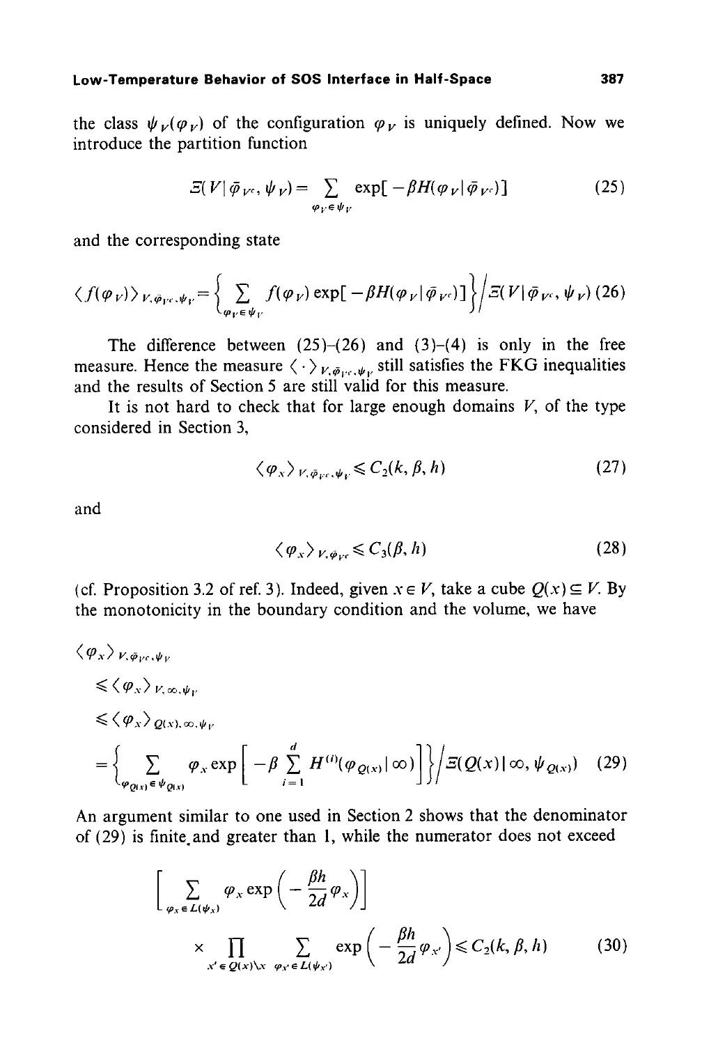the class $\psi_V(\varphi_V)$ of the configuration $\varphi_V$ is uniquely defined. Now we introduce the partition function

$$\Xi(V \mid \bar{\varphi}_{V^c}, \psi_V) = \sum_{\varphi_V \in \psi_V} \exp[-\beta H(\varphi_V \mid \bar{\varphi}_{V^c})] \tag{25}$$

and the corresponding state

$$\langle f(\varphi_V) \rangle_{V, \bar{\varphi}_{V^c}, \psi_V} = \left\{ \sum_{\varphi_V \in \psi_V} f(\varphi_V) \exp[-\beta H(\varphi_V \mid \bar{\varphi}_{V^c})] \right\} \Big/ \Xi(V \mid \bar{\varphi}_{V^c}, \psi_V) \tag{26}$$

The difference between (25)–(26) and (3)–(4) is only in the free measure. Hence the measure $\langle \cdot \rangle_{V, \bar{\varphi}_{V^c}, \psi_V}$ still satisfies the FKG inequalities and the results of Section 5 are still valid for this measure.

It is not hard to check that for large enough domains $V$, of the type considered in Section 3,

$$\langle \varphi_x \rangle_{V, \bar{\varphi}_{V^c}, \psi_V} \leqslant C_2(k, \beta, h) \tag{27}$$

and

$$\langle \varphi_x \rangle_{V, \bar{\varphi}_{V^c}} \leqslant C_3(\beta, h) \tag{28}$$

(cf. Proposition 3.2 of ref. 3). Indeed, given $x \in V$, take a cube $Q(x) \subseteq V$. By the monotonicity in the boundary condition and the volume, we have

$$\begin{aligned}
&\langle \varphi_x \rangle_{V, \bar{\varphi}_{V^c}, \psi_V} \\
&\quad \leqslant \langle \varphi_x \rangle_{V, \infty, \psi_V} \\
&\quad \leqslant \langle \varphi_x \rangle_{Q(x), \infty, \psi_V} \\
&\quad = \left\{ \sum_{\varphi_{Q(x)} \in \psi_{Q(x)}} \varphi_x \exp\left[ -\beta \sum_{i=1}^{d} H^{(i)}(\varphi_{Q(x)} \mid \infty) \right] \right\} \Big/ \Xi(Q(x) \mid \infty, \psi_{Q(x)})
\end{aligned} \tag{29}$$

An argument similar to one used in Section 2 shows that the denominator of (29) is finite and greater than 1, while the numerator does not exceed

$$\left[ \sum_{\varphi_x \in L(\psi_x)} \varphi_x \exp\left( -\frac{\beta h}{2d} \varphi_x \right) \right] \times \prod_{x' \in Q(x) \setminus x} \sum_{\varphi_{x'} \in L(\psi_{x'})} \exp\left( -\frac{\beta h}{2d} \varphi_{x'} \right) \leqslant C_2(k, \beta, h) \tag{30}$$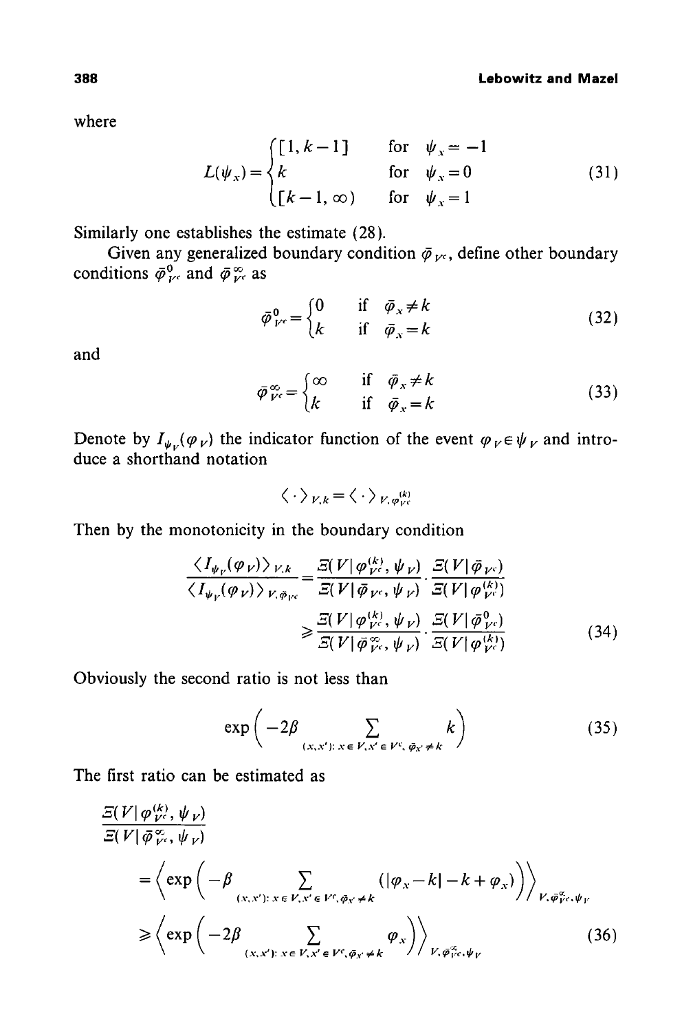where

$$L(\psi_x) = \begin{cases} [1, k-1] & \text{for} \quad \psi_x = -1 \\ k & \text{for} \quad \psi_x = 0 \\ [k-1, \infty) & \text{for} \quad \psi_x = 1 \end{cases} \tag{31}$$

Similarly one establishes the estimate (28).

Given any generalized boundary condition $\bar{\varphi}_{V^c}$, define other boundary conditions $\bar{\varphi}^0_{V^c}$ and $\bar{\varphi}^\infty_{V^c}$ as

$$\bar{\varphi}^0_{V^c} = \begin{cases} 0 & \text{if} \quad \bar{\varphi}_x \neq k \\ k & \text{if} \quad \bar{\varphi}_x = k \end{cases} \tag{32}$$

and

$$\bar{\varphi}^\infty_{V^c} = \begin{cases} \infty & \text{if} \quad \bar{\varphi}_x \neq k \\ k & \text{if} \quad \bar{\varphi}_x = k \end{cases} \tag{33}$$

Denote by $I_{\psi_V}(\varphi_V)$ the indicator function of the event $\varphi_V \in \psi_V$ and introduce a shorthand notation

$$\langle \cdot \rangle_{V,k} = \langle \cdot \rangle_{V, \varphi^{(k)}_{V^c}}$$

Then by the monotonicity in the boundary condition

$$\begin{aligned} \frac{\langle I_{\psi_V}(\varphi_V) \rangle_{V,k}}{\langle I_{\psi_V}(\varphi_V) \rangle_{V, \bar{\varphi}_{V^c}}} &= \frac{\Xi(V \mid \varphi^{(k)}_{V^c}, \psi_V)}{\Xi(V \mid \bar{\varphi}_{V^c}, \psi_V)} \cdot \frac{\Xi(V \mid \bar{\varphi}_{V^c})}{\Xi(V \mid \varphi^{(k)}_{V^c})} \\ &\geqslant \frac{\Xi(V \mid \varphi^{(k)}_{V^c}, \psi_V)}{\Xi(V \mid \bar{\varphi}^\infty_{V^c}, \psi_V)} \cdot \frac{\Xi(V \mid \bar{\varphi}^0_{V^c})}{\Xi(V \mid \varphi^{(k)}_{V^c})} \end{aligned} \tag{34}$$

Obviously the second ratio is not less than

$$\exp\Bigg( -2\beta \sum_{(x,x'):\, x \in V, x' \in V^c, \bar{\varphi}_{x'} \neq k} k \Bigg) \tag{35}$$

The first ratio can be estimated as

$$\begin{aligned} &\frac{\Xi(V \mid \varphi^{(k)}_{V^c}, \psi_V)}{\Xi(V \mid \bar{\varphi}^\infty_{V^c}, \psi_V)} \\ &\quad = \Bigg\langle \exp\Bigg( -\beta \sum_{(x,x'):\, x \in V, x' \in V^c, \bar{\varphi}_{x'} \neq k} (|\varphi_x - k| - k + \varphi_x) \Bigg) \Bigg\rangle_{V, \bar{\varphi}^\infty_{V^c}, \psi_V} \\ &\quad \geqslant \Bigg\langle \exp\Bigg( -2\beta \sum_{(x,x'):\, x \in V, x' \in V^c, \bar{\varphi}_{x'} \neq k} \varphi_x \Bigg) \Bigg\rangle_{V, \bar{\varphi}^\infty_{V^c}, \psi_V} \end{aligned} \tag{36}$$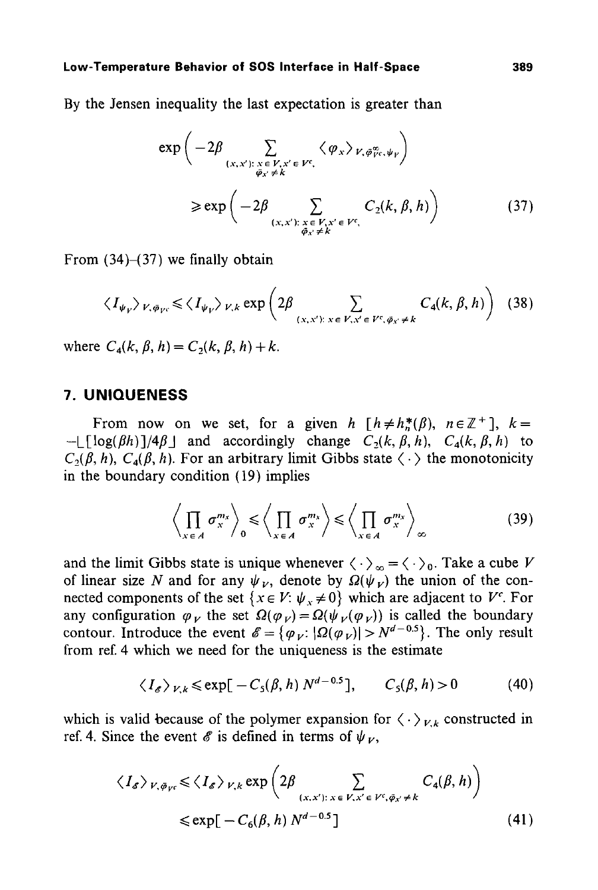By the Jensen inequality the last expectation is greater than

$$\exp\left(-2\beta \sum_{\substack{(x,x'):\, x\in V, x'\in V^c,\\ \bar{\varphi}_{x'}\neq k}} \langle \varphi_x \rangle_{V,\bar{\varphi}^{\infty}_{V^c},\psi_V}\right)$$

$$\geqslant \exp\left(-2\beta \sum_{\substack{(x,x'):\, x\in V, x'\in V^c,\\ \bar{\varphi}_{x'}\neq k}} C_2(k,\beta,h)\right) \tag{37}$$

From (34)–(37) we finally obtain

$$\langle I_{\psi_V}\rangle_{V,\bar{\varphi}_{V^c}} \leqslant \langle I_{\psi_V}\rangle_{V,k} \exp\left(2\beta \sum_{(x,x'):\, x\in V, x'\in V^c, \bar{\varphi}_{x'}\neq k} C_4(k,\beta,h)\right) \tag{38}$$

where $C_4(k,\beta,h) = C_2(k,\beta,h) + k$.

## 7. UNIQUENESS

From now on we set, for a given $h$ $[h \neq h^*_n(\beta),\ n\in \mathbb{Z}^+]$, $k = -\lfloor[\log(\beta h)]/4\beta\rfloor$ and accordingly change $C_2(k,\beta,h)$, $C_4(k,\beta,h)$ to $C_2(\beta,h)$, $C_4(\beta,h)$. For an arbitrary limit Gibbs state $\langle\cdot\rangle$ the monotonicity in the boundary condition (19) implies

$$\left\langle \prod_{x\in A} \sigma_x^{m_x}\right\rangle_0 \leqslant \left\langle \prod_{x\in A} \sigma_x^{m_x}\right\rangle \leqslant \left\langle \prod_{x\in A} \sigma_x^{m_x}\right\rangle_\infty \tag{39}$$

and the limit Gibbs state is unique whenever $\langle\cdot\rangle_\infty = \langle\cdot\rangle_0$. Take a cube $V$ of linear size $N$ and for any $\psi_V$, denote by $\Omega(\psi_V)$ the union of the connected components of the set $\{x\in V\colon \psi_x \neq 0\}$ which are adjacent to $V^c$. For any configuration $\varphi_V$ the set $\Omega(\varphi_V) = \Omega(\psi_V(\varphi_V))$ is called the boundary contour. Introduce the event $\mathscr{E} = \{\varphi_V\colon |\Omega(\varphi_V)| > N^{d-0.5}\}$. The only result from ref. 4 which we need for the uniqueness is the estimate

$$\langle I_{\mathscr{E}}\rangle_{V,k} \leqslant \exp[-C_5(\beta,h)\, N^{d-0.5}], \qquad C_5(\beta,h) > 0 \tag{40}$$

which is valid because of the polymer expansion for $\langle\cdot\rangle_{V,k}$ constructed in ref. 4. Since the event $\mathscr{E}$ is defined in terms of $\psi_V$,

$$\langle I_{\mathscr{E}}\rangle_{V,\bar{\varphi}_{V^c}} \leqslant \langle I_{\mathscr{E}}\rangle_{V,k} \exp\left(2\beta \sum_{(x,x'):\, x\in V, x'\in V^c, \bar{\varphi}_{x'}\neq k} C_4(\beta,h)\right)$$

$$\leqslant \exp[-C_6(\beta,h)\, N^{d-0.5}] \tag{41}$$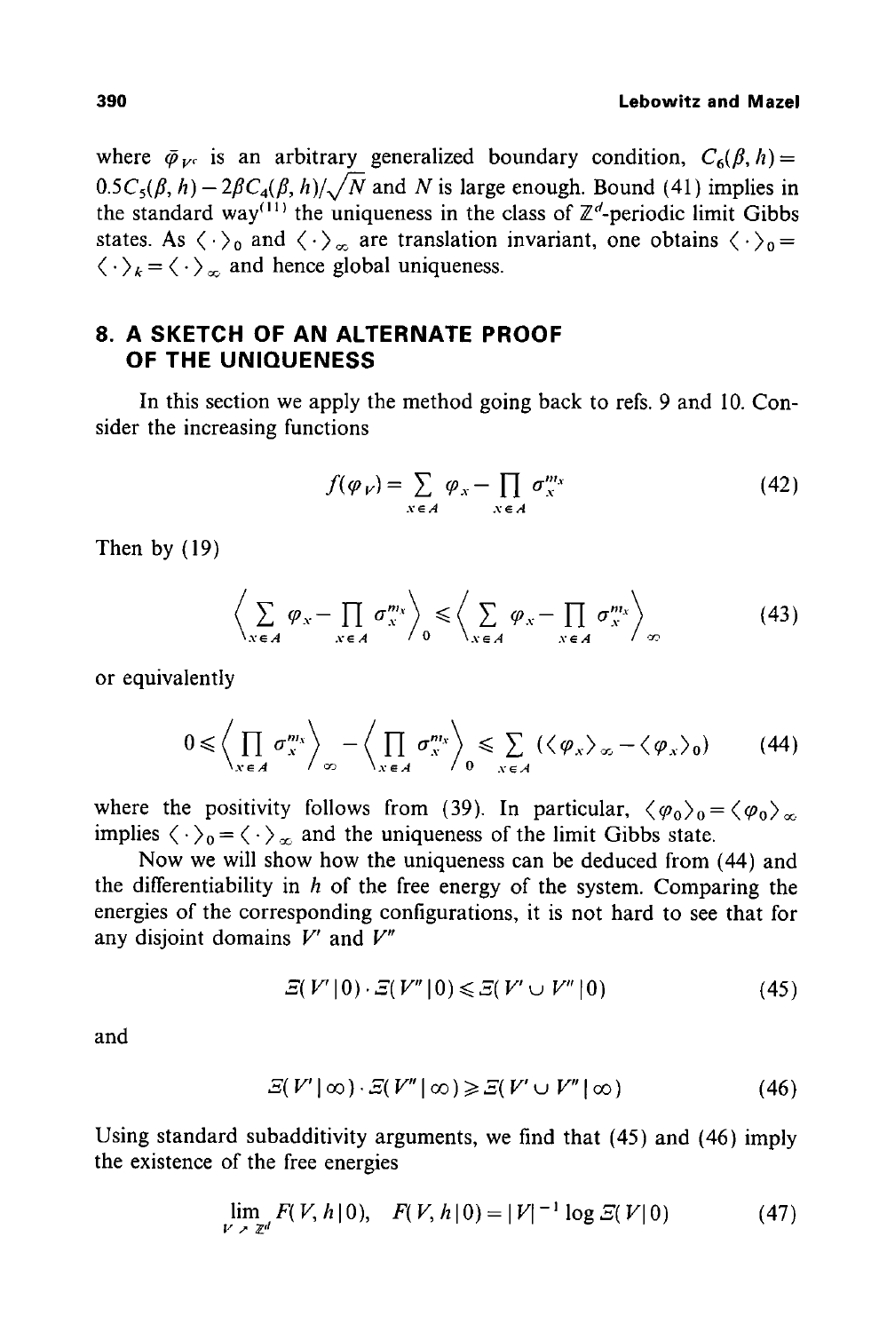where $\bar{\varphi}_{V^c}$ is an arbitrary generalized boundary condition, $C_6(\beta, h) = 0.5C_5(\beta, h) - 2\beta C_4(\beta, h)/\sqrt{N}$ and $N$ is large enough. Bound (41) implies in the standard way[11] the uniqueness in the class of $\mathbb{Z}^d$-periodic limit Gibbs states. As $\langle \cdot \rangle_0$ and $\langle \cdot \rangle_\infty$ are translation invariant, one obtains $\langle \cdot \rangle_0 = \langle \cdot \rangle_k = \langle \cdot \rangle_\infty$ and hence global uniqueness.

## 8. A SKETCH OF AN ALTERNATE PROOF OF THE UNIQUENESS

In this section we apply the method going back to refs. 9 and 10. Consider the increasing functions

$$f(\varphi_V) = \sum_{x \in A} \varphi_x - \prod_{x \in A} \sigma_x^{m_x} \tag{42}$$

Then by (19)

$$\left\langle \sum_{x \in A} \varphi_x - \prod_{x \in A} \sigma_x^{m_x} \right\rangle_0 \leqslant \left\langle \sum_{x \in A} \varphi_x - \prod_{x \in A} \sigma_x^{m_x} \right\rangle_\infty \tag{43}$$

or equivalently

$$0 \leqslant \left\langle \prod_{x \in A} \sigma_x^{m_x} \right\rangle_\infty - \left\langle \prod_{x \in A} \sigma_x^{m_x} \right\rangle_0 \leqslant \sum_{x \in A} (\langle \varphi_x \rangle_\infty - \langle \varphi_x \rangle_0) \tag{44}$$

where the positivity follows from (39). In particular, $\langle \varphi_0 \rangle_0 = \langle \varphi_0 \rangle_\infty$ implies $\langle \cdot \rangle_0 = \langle \cdot \rangle_\infty$ and the uniqueness of the limit Gibbs state.

Now we will show how the uniqueness can be deduced from (44) and the differentiability in $h$ of the free energy of the system. Comparing the energies of the corresponding configurations, it is not hard to see that for any disjoint domains $V'$ and $V''$

$$\Xi(V' \mid 0) \cdot \Xi(V'' \mid 0) \leqslant \Xi(V' \cup V'' \mid 0) \tag{45}$$

and

$$\Xi(V' \mid \infty) \cdot \Xi(V'' \mid \infty) \geqslant \Xi(V' \cup V'' \mid \infty) \tag{46}$$

Using standard subadditivity arguments, we find that (45) and (46) imply the existence of the free energies

$$\lim_{V \nearrow \mathbb{Z}^d} F(V, h \mid 0), \quad F(V, h \mid 0) = |V|^{-1} \log \Xi(V \mid 0) \tag{47}$$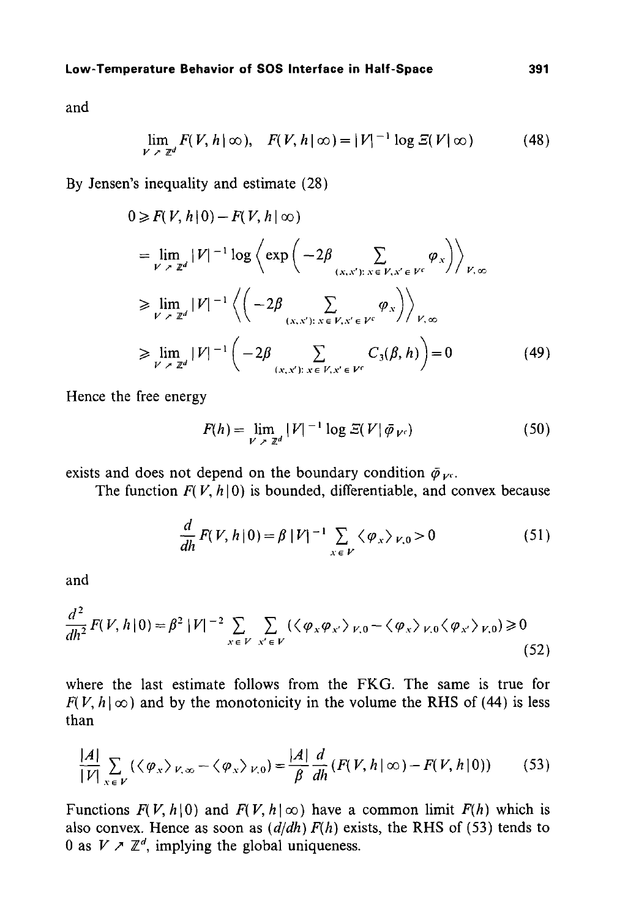and

$$\lim_{V \nearrow \mathbb{Z}^d} F(V, h \mid \infty), \quad F(V, h \mid \infty) = |V|^{-1} \log \Xi(V \mid \infty) \tag{48}$$

By Jensen's inequality and estimate (28)

$$\begin{aligned}
0 &\geqslant F(V, h \mid 0) - F(V, h \mid \infty) \\
&= \lim_{V \nearrow \mathbb{Z}^d} |V|^{-1} \log \left\langle \exp\left( -2\beta \sum_{(x,x'):\, x \in V, x' \in V^c} \varphi_x \right) \right\rangle_{V,\infty} \\
&\geqslant \lim_{V \nearrow \mathbb{Z}^d} |V|^{-1} \left\langle \left( -2\beta \sum_{(x,x'):\, x \in V, x' \in V^c} \varphi_x \right) \right\rangle_{V,\infty} \\
&\geqslant \lim_{V \nearrow \mathbb{Z}^d} |V|^{-1} \left( -2\beta \sum_{(x,x'):\, x \in V, x' \in V^c} C_3(\beta, h) \right) = 0
\end{aligned} \tag{49}$$

Hence the free energy

$$F(h) = \lim_{V \nearrow \mathbb{Z}^d} |V|^{-1} \log \Xi(V \mid \bar{\varphi}_{V^c}) \tag{50}$$

exists and does not depend on the boundary condition $\bar{\varphi}_{V^c}$.

The function $F(V, h \mid 0)$ is bounded, differentiable, and convex because

$$\frac{d}{dh} F(V, h \mid 0) = \beta \, |V|^{-1} \sum_{x \in V} \langle \varphi_x \rangle_{V,0} > 0 \tag{51}$$

and

$$\frac{d^2}{dh^2} F(V, h \mid 0) = \beta^2 \, |V|^{-2} \sum_{x \in V} \sum_{x' \in V} (\langle \varphi_x \varphi_{x'} \rangle_{V,0} - \langle \varphi_x \rangle_{V,0} \langle \varphi_{x'} \rangle_{V,0}) \geqslant 0 \tag{52}$$

where the last estimate follows from the FKG. The same is true for $F(V, h \mid \infty)$ and by the monotonicity in the volume the RHS of (44) is less than

$$\frac{|A|}{|V|} \sum_{x \in V} (\langle \varphi_x \rangle_{V,\infty} - \langle \varphi_x \rangle_{V,0}) = \frac{|A|}{\beta} \frac{d}{dh} (F(V, h \mid \infty) - F(V, h \mid 0)) \tag{53}$$

Functions $F(V, h \mid 0)$ and $F(V, h \mid \infty)$ have a common limit $F(h)$ which is also convex. Hence as soon as $(d/dh) F(h)$ exists, the RHS of (53) tends to $0$ as $V \nearrow \mathbb{Z}^d$, implying the global uniqueness.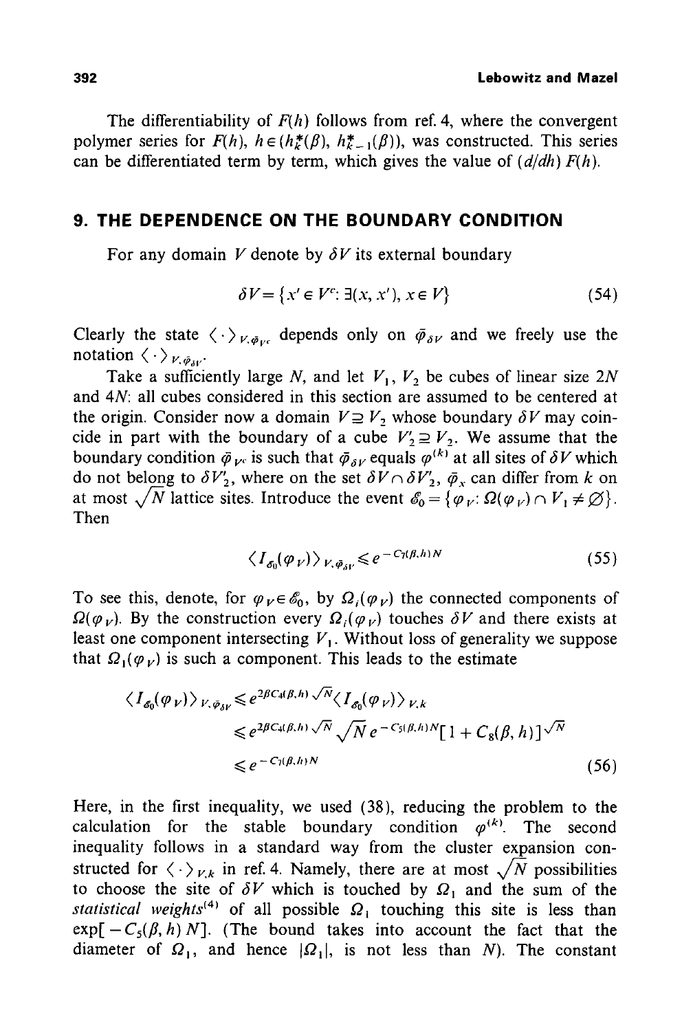The differentiability of $F(h)$ follows from ref. 4, where the convergent polymer series for $F(h)$, $h \in (h_k^*(\beta), h_{k-1}^*(\beta))$, was constructed. This series can be differentiated term by term, which gives the value of $(d/dh) F(h)$.

## 9. THE DEPENDENCE ON THE BOUNDARY CONDITION

For any domain $V$ denote by $\delta V$ its external boundary

$$\delta V = \{x' \in V^c : \exists (x, x'), x \in V\} \tag{54}$$

Clearly the state $\langle \cdot \rangle_{V, \bar{\varphi}_{V^c}}$ depends only on $\bar{\varphi}_{\delta V}$ and we freely use the notation $\langle \cdot \rangle_{V, \bar{\varphi}_{\delta V}}$.

Take a sufficiently large $N$, and let $V_1$, $V_2$ be cubes of linear size $2N$ and $4N$: all cubes considered in this section are assumed to be centered at the origin. Consider now a domain $V \supseteq V_2$ whose boundary $\delta V$ may coincide in part with the boundary of a cube $V_2' \supseteq V_2$. We assume that the boundary condition $\bar{\varphi}_{V^c}$ is such that $\bar{\varphi}_{\delta V}$ equals $\varphi^{(k)}$ at all sites of $\delta V$ which do not belong to $\delta V_2'$, where on the set $\delta V \cap \delta V_2'$, $\bar{\varphi}_x$ can differ from $k$ on at most $\sqrt{N}$ lattice sites. Introduce the event $\mathscr{E}_0 = \{\varphi_V : \Omega(\varphi_V) \cap V_1 \neq \varnothing\}$. Then

$$\langle I_{\mathscr{E}_0}(\varphi_V) \rangle_{V, \bar{\varphi}_{\delta V}} \leqslant e^{-C_7(\beta, h) N} \tag{55}$$

To see this, denote, for $\varphi_V \in \mathscr{E}_0$, by $\Omega_i(\varphi_V)$ the connected components of $\Omega(\varphi_V)$. By the construction every $\Omega_i(\varphi_V)$ touches $\delta V$ and there exists at least one component intersecting $V_1$. Without loss of generality we suppose that $\Omega_1(\varphi_V)$ is such a component. This leads to the estimate

$$\begin{aligned}
\langle I_{\mathscr{E}_0}(\varphi_V) \rangle_{V, \bar{\varphi}_{\delta V}} &\leqslant e^{2\beta C_4(\beta, h)\sqrt{N}} \langle I_{\mathscr{E}_0}(\varphi_V) \rangle_{V, k} \\
&\leqslant e^{2\beta C_4(\beta, h)\sqrt{N}} \sqrt{N}\, e^{-C_5(\beta, h) N} [1 + C_8(\beta, h)]^{\sqrt{N}} \\
&\leqslant e^{-C_7(\beta, h) N}
\end{aligned} \tag{56}$$

Here, in the first inequality, we used (38), reducing the problem to the calculation for the stable boundary condition $\varphi^{(k)}$. The second inequality follows in a standard way from the cluster expansion constructed for $\langle \cdot \rangle_{V,k}$ in ref. 4. Namely, there are at most $\sqrt{N}$ possibilities to choose the site of $\delta V$ which is touched by $\Omega_1$ and the sum of the *statistical weights*[4] of all possible $\Omega_1$ touching this site is less than $\exp[-C_5(\beta, h) N]$. (The bound takes into account the fact that the diameter of $\Omega_1$, and hence $|\Omega_1|$, is not less than $N$). The constant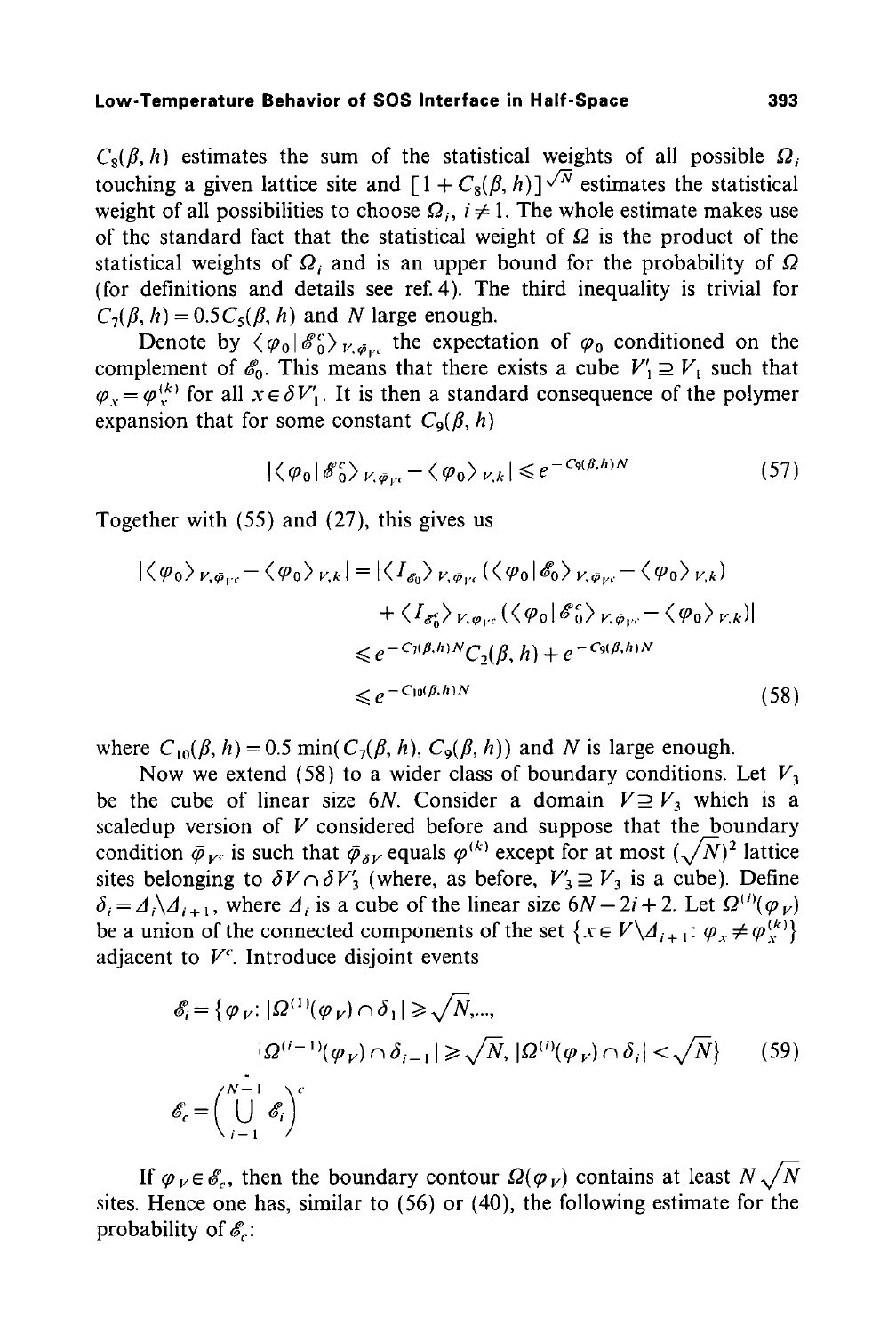$C_8(\beta, h)$ estimates the sum of the statistical weights of all possible $\Omega_i$ touching a given lattice site and $[1 + C_8(\beta, h)]^{\sqrt{N}}$ estimates the statistical weight of all possibilities to choose $\Omega_i$, $i \neq 1$. The whole estimate makes use of the standard fact that the statistical weight of $\Omega$ is the product of the statistical weights of $\Omega_i$ and is an upper bound for the probability of $\Omega$ (for definitions and details see ref. 4). The third inequality is trivial for $C_7(\beta, h) = 0.5 C_5(\beta, h)$ and $N$ large enough.

Denote by $\langle \varphi_0 \mid \mathscr{E}_0^c \rangle_{V, \bar{\varphi}_{V^c}}$ the expectation of $\varphi_0$ conditioned on the complement of $\mathscr{E}_0$. This means that there exists a cube $V_1' \supseteq V_1$ such that $\varphi_x = \varphi_x^{(k)}$ for all $x \in \delta V_1'$. It is then a standard consequence of the polymer expansion that for some constant $C_9(\beta, h)$

$$|\langle \varphi_0 \mid \mathscr{E}_0^c \rangle_{V, \bar{\varphi}_{V^c}} - \langle \varphi_0 \rangle_{V,k}| \leqslant e^{-C_9(\beta, h) N} \tag{57}$$

Together with (55) and (27), this gives us

$$\begin{aligned}
|\langle \varphi_0 \rangle_{V, \bar{\varphi}_{V^c}} - \langle \varphi_0 \rangle_{V,k}| &= |\langle I_{\mathscr{E}_0} \rangle_{V, \bar{\varphi}_{V^c}} (\langle \varphi_0 \mid \mathscr{E}_0 \rangle_{V, \bar{\varphi}_{V^c}} - \langle \varphi_0 \rangle_{V,k}) \\
&\quad + \langle I_{\mathscr{E}_0^c} \rangle_{V, \bar{\varphi}_{V^c}} (\langle \varphi_0 \mid \mathscr{E}_0^c \rangle_{V, \bar{\varphi}_{V^c}} - \langle \varphi_0 \rangle_{V,k})| \\
&\leqslant e^{-C_7(\beta, h) N} C_2(\beta, h) + e^{-C_9(\beta, h) N} \\
&\leqslant e^{-C_{10}(\beta, h) N}
\end{aligned} \tag{58}$$

where $C_{10}(\beta, h) = 0.5 \min(C_7(\beta, h), C_9(\beta, h))$ and $N$ is large enough.

Now we extend (58) to a wider class of boundary conditions. Let $V_3$ be the cube of linear size $6N$. Consider a domain $V \supseteq V_3$ which is a scaledup version of $V$ considered before and suppose that the boundary condition $\bar{\varphi}_{V^c}$ is such that $\bar{\varphi}_{\delta V}$ equals $\varphi^{(k)}$ except for at most $(\sqrt{N})^2$ lattice sites belonging to $\delta V \cap \delta V_3'$ (where, as before, $V_3' \supseteq V_3$ is a cube). Define $\delta_i = \Delta_i \backslash \Delta_{i+1}$, where $\Delta_i$ is a cube of the linear size $6N - 2i + 2$. Let $\Omega^{(i)}(\varphi_V)$ be a union of the connected components of the set $\{x \in V \backslash \Delta_{i+1} \colon \varphi_x \neq \varphi_x^{(k)}\}$ adjacent to $V^c$. Introduce disjoint events

$$\begin{aligned}
\mathscr{E}_i = \{\varphi_V \colon &|\Omega^{(1)}(\varphi_V) \cap \delta_1| \geqslant \sqrt{N}, \ldots, \\
&|\Omega^{(i-1)}(\varphi_V) \cap \delta_{i-1}| \geqslant \sqrt{N}, |\Omega^{(i)}(\varphi_V) \cap \delta_i| < \sqrt{N}\}
\end{aligned} \tag{59}$$

$$\mathscr{E}_c = \left( \bigcup_{i=1}^{N-1} \mathscr{E}_i \right)^c$$

If $\varphi_V \in \mathscr{E}_c$, then the boundary contour $\Omega(\varphi_V)$ contains at least $N\sqrt{N}$ sites. Hence one has, similar to (56) or (40), the following estimate for the probability of $\mathscr{E}_c$: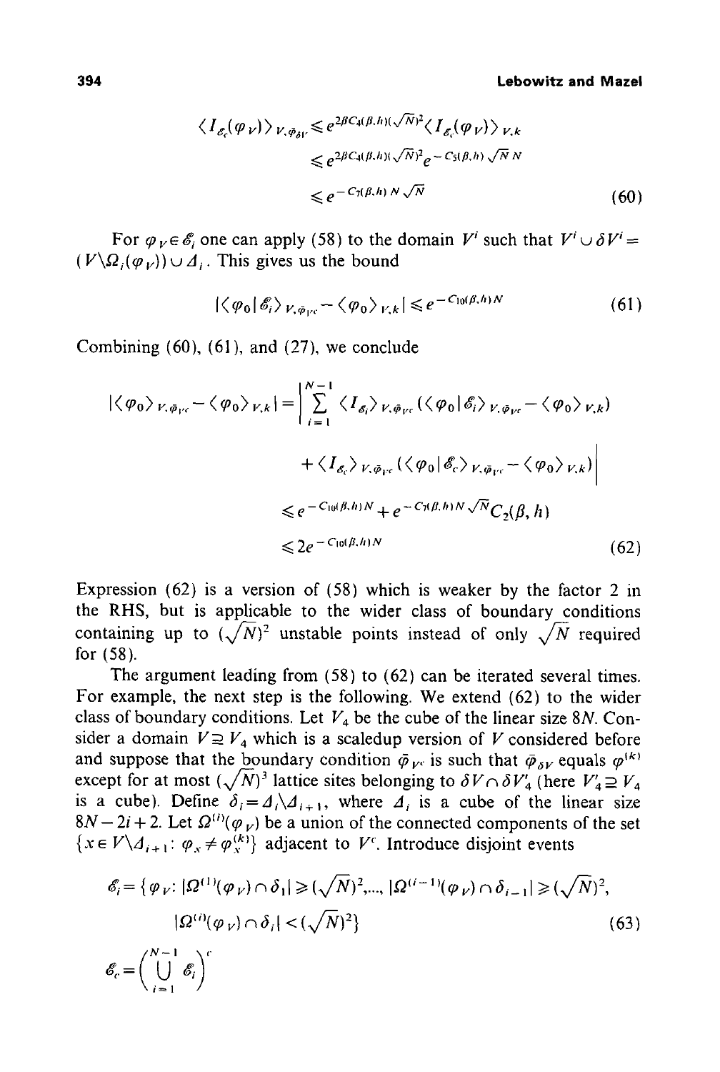$$
\begin{aligned}
\langle I_{\mathscr{E}_c}(\varphi_V)\rangle_{V,\bar{\varphi}_{\delta V}} &\leqslant e^{2\beta C_4(\beta,h)(\sqrt{N})^2}\langle I_{\mathscr{E}_c}(\varphi_V)\rangle_{V,k} \\
&\leqslant e^{2\beta C_4(\beta,h)(\sqrt{N})^2} e^{-C_5(\beta,h)\sqrt{N}\,N} \\
&\leqslant e^{-C_7(\beta,h)\,N\sqrt{N}}
\end{aligned}
\tag{60}
$$

For $\varphi_V \in \mathscr{E}_i$ one can apply (58) to the domain $V^i$ such that $V^i \cup \delta V^i = (V \backslash \Omega_i(\varphi_V)) \cup \Delta_i$. This gives us the bound

$$
|\langle \varphi_0 \mid \mathscr{E}_i\rangle_{V,\bar{\varphi}_{V^c}} - \langle \varphi_0\rangle_{V,k}| \leqslant e^{-C_{10}(\beta,h)N}
\tag{61}
$$

Combining (60), (61), and (27), we conclude

$$
\begin{aligned}
|\langle \varphi_0\rangle_{V,\bar{\varphi}_{V^c}} - \langle \varphi_0\rangle_{V,k}| &= \Bigg| \sum_{i=1}^{N-1} \langle I_{\mathscr{E}_i}\rangle_{V,\bar{\varphi}_{V^c}} (\langle \varphi_0 \mid \mathscr{E}_i\rangle_{V,\bar{\varphi}_{V^c}} - \langle \varphi_0\rangle_{V,k}) \\
&\quad + \langle I_{\mathscr{E}_c}\rangle_{V,\bar{\varphi}_{V^c}} (\langle \varphi_0 \mid \mathscr{E}_c\rangle_{V,\bar{\varphi}_{V^c}} - \langle \varphi_0\rangle_{V,k}) \Bigg| \\
&\leqslant e^{-C_{10}(\beta,h)N} + e^{-C_7(\beta,h)N\sqrt{N}} C_2(\beta,h) \\
&\leqslant 2e^{-C_{10}(\beta,h)N}
\end{aligned}
\tag{62}
$$

Expression (62) is a version of (58) which is weaker by the factor 2 in the RHS, but is applicable to the wider class of boundary conditions containing up to $(\sqrt{N})^2$ unstable points instead of only $\sqrt{N}$ required for (58).

The argument leading from (58) to (62) can be iterated several times. For example, the next step is the following. We extend (62) to the wider class of boundary conditions. Let $V_4$ be the cube of the linear size $8N$. Consider a domain $V \supseteq V_4$ which is a scaledup version of $V$ considered before and suppose that the boundary condition $\bar{\varphi}_{V^c}$ is such that $\bar{\varphi}_{\delta V}$ equals $\varphi^{(k)}$ except for at most $(\sqrt{N})^3$ lattice sites belonging to $\delta V \cap \delta V_4'$ (here $V_4' \supseteq V_4$ is a cube). Define $\delta_i = \Delta_i \backslash \Delta_{i+1}$, where $\Delta_i$ is a cube of the linear size $8N - 2i + 2$. Let $\Omega^{(i)}(\varphi_V)$ be a union of the connected components of the set $\{x \in V \backslash \Delta_{i+1} \colon \varphi_x \neq \varphi_x^{(k)}\}$ adjacent to $V^c$. Introduce disjoint events

$$
\begin{aligned}
\mathscr{E}_i = \{\varphi_V \colon & |\Omega^{(1)}(\varphi_V) \cap \delta_1| \geqslant (\sqrt{N})^2, \ldots, |\Omega^{(i-1)}(\varphi_V) \cap \delta_{i-1}| \geqslant (\sqrt{N})^2, \\
& |\Omega^{(i)}(\varphi_V) \cap \delta_i| < (\sqrt{N})^2\}
\end{aligned}
\tag{63}
$$

$$
\mathscr{E}_c = \left( \bigcup_{i=1}^{N-1} \mathscr{E}_i \right)^c
$$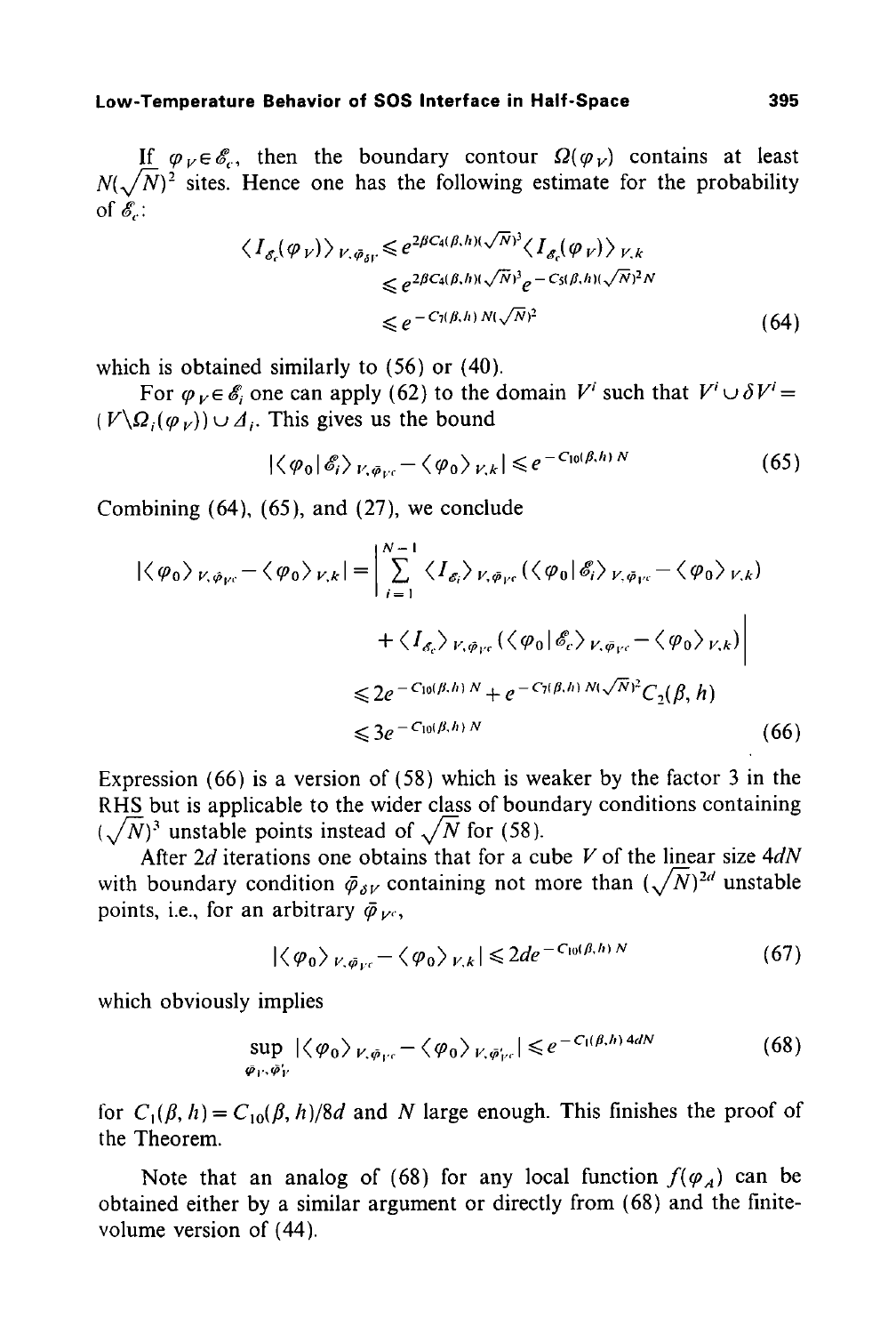If $\varphi_V \in \mathscr{E}_c$, then the boundary contour $\Omega(\varphi_V)$ contains at least $N(\sqrt{N})^2$ sites. Hence one has the following estimate for the probability of $\mathscr{E}_c$:

$$
\begin{aligned}
\langle I_{\mathscr{E}_c}(\varphi_V)\rangle_{V,\bar{\varphi}_{\delta V}} &\leqslant e^{2\beta C_4(\beta,h)(\sqrt{N})^3} \langle I_{\mathscr{E}_c}(\varphi_V)\rangle_{V,k} \\
&\leqslant e^{2\beta C_4(\beta,h)(\sqrt{N})^3} e^{-C_5(\beta,h)(\sqrt{N})^2 N} \\
&\leqslant e^{-C_7(\beta,h)\,N(\sqrt{N})^2} \qquad (64)
\end{aligned}
$$

which is obtained similarly to (56) or (40).

For $\varphi_V \in \mathscr{E}_i$ one can apply (62) to the domain $V^i$ such that $V^i \cup \delta V^i = (V \backslash \Omega_i(\varphi_V)) \cup \Delta_i$. This gives us the bound

$$
|\langle \varphi_0 \,|\, \mathscr{E}_i\rangle_{V,\bar{\varphi}_{V^c}} - \langle \varphi_0\rangle_{V,k}| \leqslant e^{-C_{10}(\beta,h)\,N} \qquad (65)
$$

Combining (64), (65), and (27), we conclude

$$
\begin{aligned}
|\langle \varphi_0\rangle_{V,\bar{\varphi}_{V^c}} - \langle \varphi_0\rangle_{V,k}| &= \Bigg| \sum_{i=1}^{N-1} \langle I_{\mathscr{E}_i}\rangle_{V,\bar{\varphi}_{V^c}} (\langle \varphi_0 \,|\, \mathscr{E}_i\rangle_{V,\bar{\varphi}_{V^c}} - \langle \varphi_0\rangle_{V,k}) \\
&\quad + \langle I_{\mathscr{E}_c}\rangle_{V,\bar{\varphi}_{V^c}} (\langle \varphi_0 \,|\, \mathscr{E}_c\rangle_{V,\bar{\varphi}_{V^c}} - \langle \varphi_0\rangle_{V,k}) \Bigg| \\
&\leqslant 2e^{-C_{10}(\beta,h)\,N} + e^{-C_7(\beta,h)\,N(\sqrt{N})^2} C_2(\beta,h) \\
&\leqslant 3e^{-C_{10}(\beta,h)\,N} \qquad (66)
\end{aligned}
$$

Expression (66) is a version of (58) which is weaker by the factor 3 in the RHS but is applicable to the wider class of boundary conditions containing $(\sqrt{N})^3$ unstable points instead of $\sqrt{N}$ for (58).

After $2d$ iterations one obtains that for a cube $V$ of the linear size $4dN$ with boundary condition $\bar{\varphi}_{\delta V}$ containing not more than $(\sqrt{N})^{2d}$ unstable points, i.e., for an arbitrary $\bar{\varphi}_{V^c}$,

$$
|\langle \varphi_0\rangle_{V,\bar{\varphi}_{V^c}} - \langle \varphi_0\rangle_{V,k}| \leqslant 2de^{-C_{10}(\beta,h)\,N} \qquad (67)
$$

which obviously implies

$$
\sup_{\varphi_{V^c},\varphi'_{V^c}} |\langle \varphi_0\rangle_{V,\bar{\varphi}_{V^c}} - \langle \varphi_0\rangle_{V,\bar{\varphi}'_{V^c}}| \leqslant e^{-C_1(\beta,h)\,4dN} \qquad (68)
$$

for $C_1(\beta,h) = C_{10}(\beta,h)/8d$ and $N$ large enough. This finishes the proof of the Theorem.

Note that an analog of (68) for any local function $f(\varphi_A)$ can be obtained either by a similar argument or directly from (68) and the finite-volume version of (44).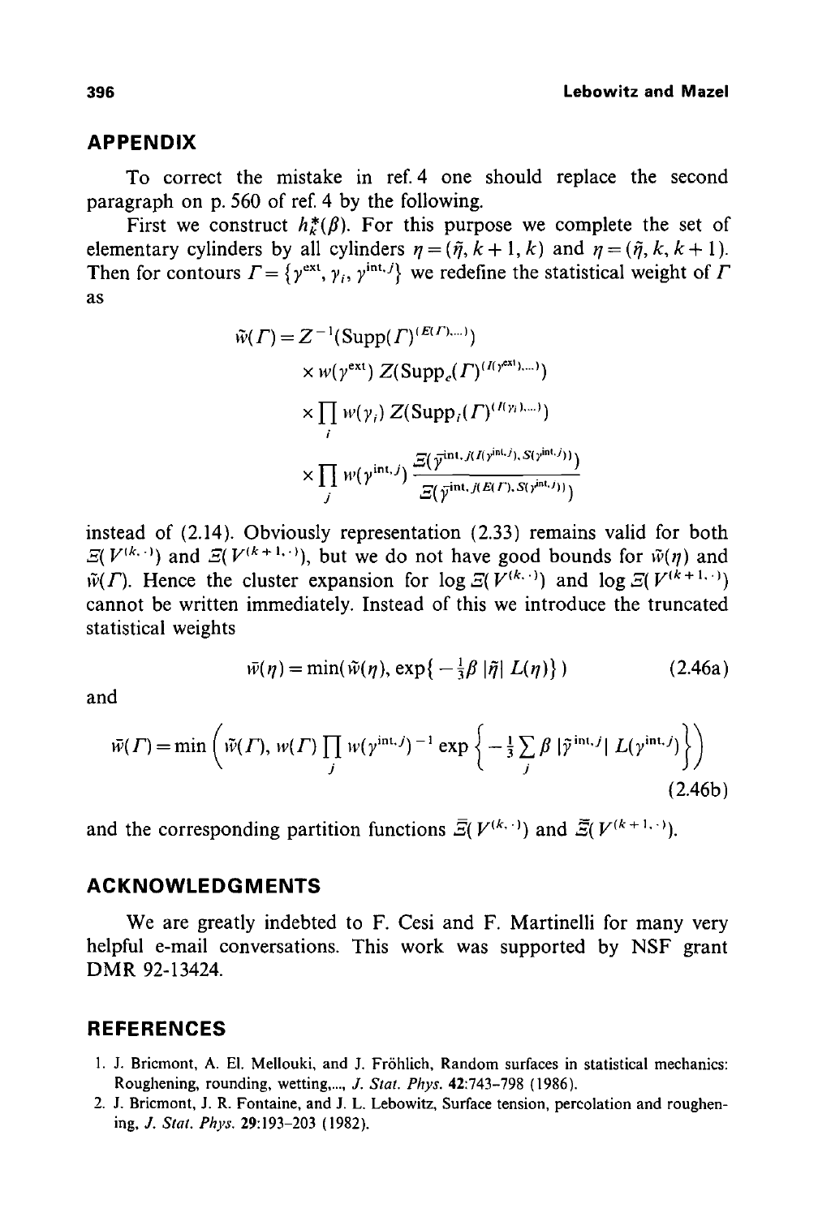## APPENDIX

To correct the mistake in ref. 4 one should replace the second paragraph on p. 560 of ref. 4 by the following.

First we construct $h_k^*(\beta)$. For this purpose we complete the set of elementary cylinders by all cylinders $\eta = (\bar{\eta}, k+1, k)$ and $\eta = (\bar{\eta}, k, k+1)$. Then for contours $\Gamma = \{\gamma^{\text{ext}}, \gamma_i, \gamma^{\text{int}, j}\}$ we redefine the statistical weight of $\Gamma$ as

$$
\begin{aligned}
\tilde{w}(\Gamma) = & Z^{-1}(\text{Supp}(\Gamma)^{(E(\Gamma), \ldots)}) \\
& \times w(\gamma^{\text{ext}})\, Z(\text{Supp}_e(\Gamma)^{(I(\gamma^{\text{ext}}), \ldots)}) \\
& \times \prod_i w(\gamma_i)\, Z(\text{Supp}_i(\Gamma)^{(I(\gamma_i), \ldots)}) \\
& \times \prod_j w(\gamma^{\text{int}, j}) \frac{\Xi(\bar{\gamma}^{\text{int}, j(I(\gamma^{\text{int}, j}), S(\gamma^{\text{int}, j}))})}{\Xi(\bar{\gamma}^{\text{int}, j(E(\Gamma), S(\gamma^{\text{int}, j}))})}
\end{aligned}
$$

instead of (2.14). Obviously representation (2.33) remains valid for both $\Xi(V^{(k, \cdot)})$ and $\Xi(V^{(k+1, \cdot)})$, but we do not have good bounds for $\tilde{w}(\eta)$ and $\tilde{w}(\Gamma)$. Hence the cluster expansion for $\log \Xi(V^{(k, \cdot)})$ and $\log \Xi(V^{(k+1, \cdot)})$ cannot be written immediately. Instead of this we introduce the truncated statistical weights

$$
\bar{w}(\eta) = \min(\tilde{w}(\eta), \exp\{-\tfrac{1}{3}\beta\, |\bar{\eta}|\, L(\eta)\}) \tag{2.46a}
$$

and

$$
\bar{w}(\Gamma) = \min\left(\tilde{w}(\Gamma), w(\Gamma) \prod_j w(\gamma^{\text{int}, j})^{-1} \exp\left\{-\tfrac{1}{3} \sum_j \beta\, |\bar{\gamma}^{\text{int}, j}|\, L(\gamma^{\text{int}, j})\right\}\right) \tag{2.46b}
$$

and the corresponding partition functions $\bar{\Xi}(V^{(k, \cdot)})$ and $\bar{\Xi}(V^{(k+1, \cdot)})$.

## ACKNOWLEDGMENTS

We are greatly indebted to F. Cesi and F. Martinelli for many very helpful e-mail conversations. This work was supported by NSF grant DMR 92-13424.

## REFERENCES

1. J. Bricmont, A. El. Mellouki, and J. Fröhlich, Random surfaces in statistical mechanics: Roughening, rounding, wetting,..., *J. Stat. Phys.* **42**:743–798 (1986).
2. J. Bricmont, J. R. Fontaine, and J. L. Lebowitz, Surface tension, percolation and roughening, *J. Stat. Phys.* **29**:193–203 (1982).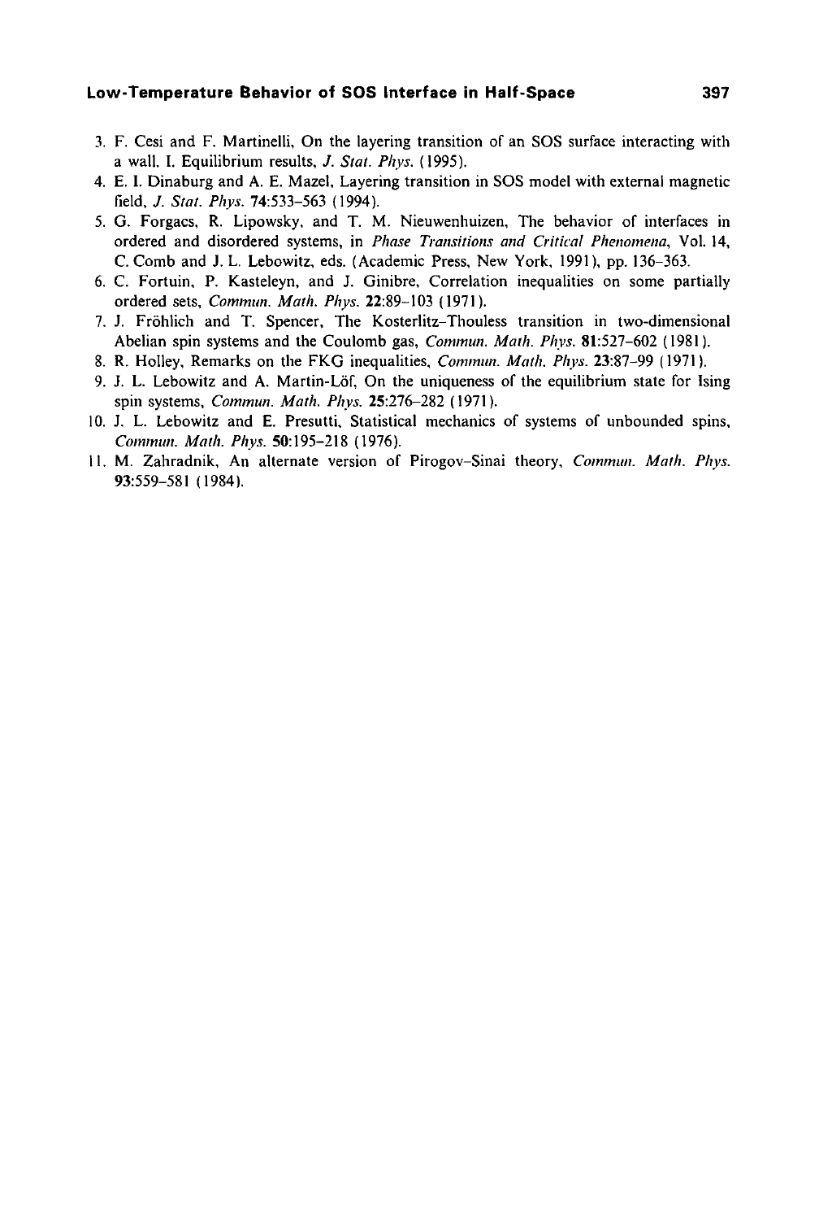3. F. Cesi and F. Martinelli, On the layering transition of an SOS surface interacting with a wall. I. Equilibrium results, *J. Stat. Phys.* (1995).
4. E. I. Dinaburg and A. E. Mazel, Layering transition in SOS model with external magnetic field, *J. Stat. Phys.* **74**:533–563 (1994).
5. G. Forgacs, R. Lipowsky, and T. M. Nieuwenhuizen, The behavior of interfaces in ordered and disordered systems, in *Phase Transitions and Critical Phenomena*, Vol. 14, C. Comb and J. L. Lebowitz, eds. (Academic Press, New York, 1991), pp. 136–363.
6. C. Fortuin, P. Kasteleyn, and J. Ginibre, Correlation inequalities on some partially ordered sets, *Commun. Math. Phys.* **22**:89–103 (1971).
7. J. Fröhlich and T. Spencer, The Kosterlitz–Thouless transition in two-dimensional Abelian spin systems and the Coulomb gas, *Commun. Math. Phys.* **81**:527–602 (1981).
8. R. Holley, Remarks on the FKG inequalities, *Commun. Math. Phys.* **23**:87–99 (1971).
9. J. L. Lebowitz and A. Martin-Löf, On the uniqueness of the equilibrium state for Ising spin systems, *Commun. Math. Phys.* **25**:276–282 (1971).
10. J. L. Lebowitz and E. Presutti, Statistical mechanics of systems of unbounded spins, *Commun. Math. Phys.* **50**:195–218 (1976).
11. M. Zahradnik, An alternate version of Pirogov–Sinai theory, *Commun. Math. Phys.* **93**:559–581 (1984).